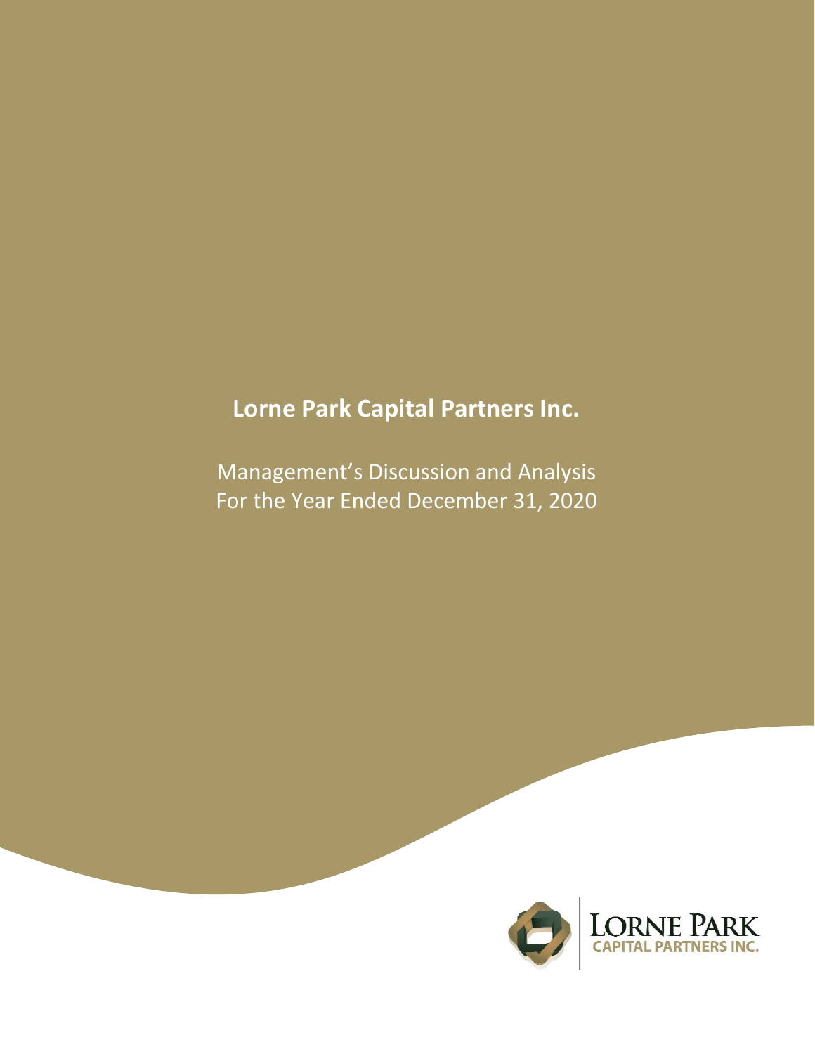# Lorne Park Capital Partners Inc.

Management's Discussion and Analysis
For the Year Ended December 31, 2020

LORNE PARK
CAPITAL PARTNERS INC.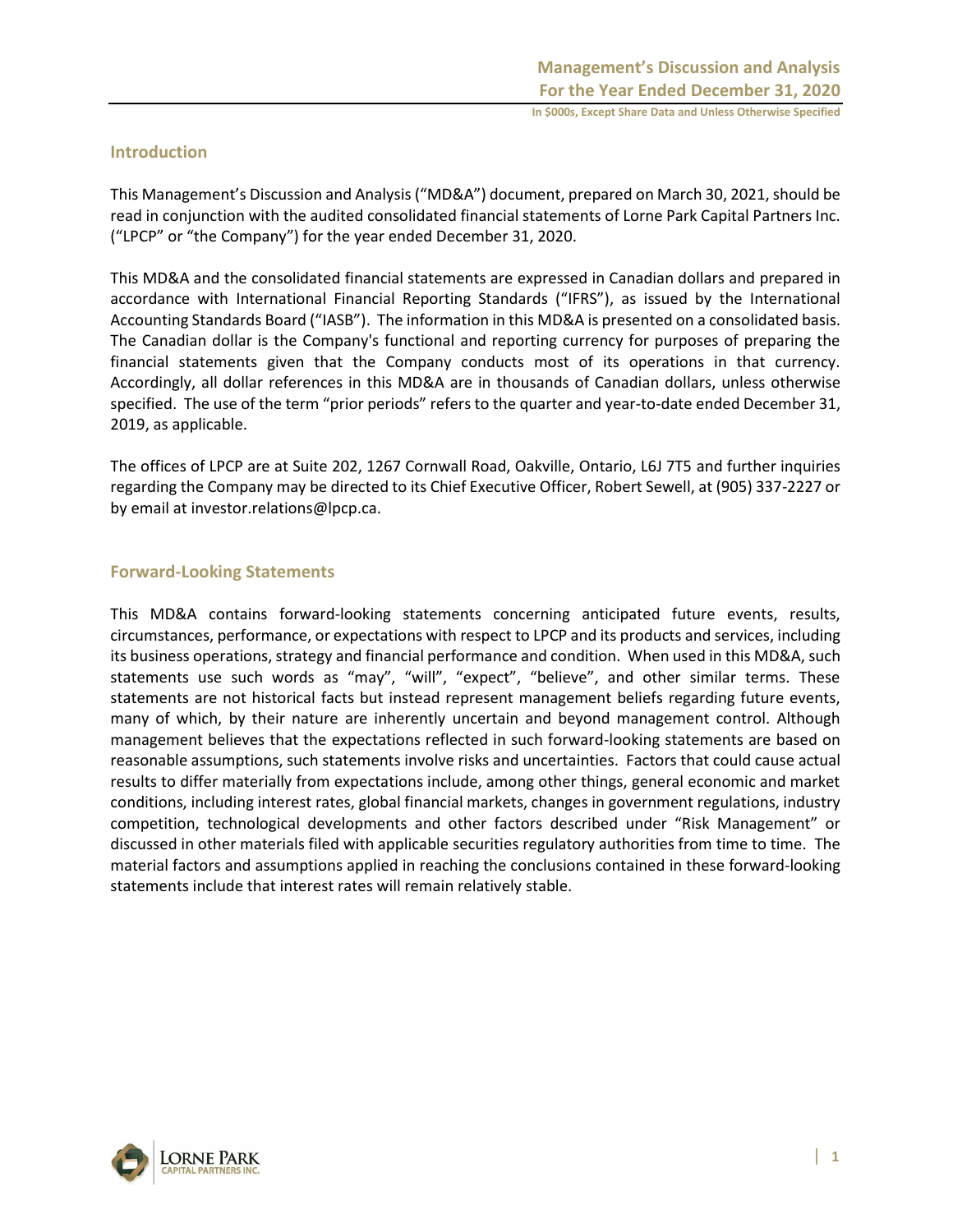## Introduction

This Management's Discussion and Analysis ("MD&A") document, prepared on March 30, 2021, should be read in conjunction with the audited consolidated financial statements of Lorne Park Capital Partners Inc. ("LPCP" or "the Company") for the year ended December 31, 2020.

This MD&A and the consolidated financial statements are expressed in Canadian dollars and prepared in accordance with International Financial Reporting Standards ("IFRS"), as issued by the International Accounting Standards Board ("IASB"). The information in this MD&A is presented on a consolidated basis. The Canadian dollar is the Company's functional and reporting currency for purposes of preparing the financial statements given that the Company conducts most of its operations in that currency. Accordingly, all dollar references in this MD&A are in thousands of Canadian dollars, unless otherwise specified. The use of the term "prior periods" refers to the quarter and year-to-date ended December 31, 2019, as applicable.

The offices of LPCP are at Suite 202, 1267 Cornwall Road, Oakville, Ontario, L6J 7T5 and further inquiries regarding the Company may be directed to its Chief Executive Officer, Robert Sewell, at (905) 337-2227 or by email at investor.relations@lpcp.ca.

## Forward-Looking Statements

This MD&A contains forward-looking statements concerning anticipated future events, results, circumstances, performance, or expectations with respect to LPCP and its products and services, including its business operations, strategy and financial performance and condition. When used in this MD&A, such statements use such words as "may", "will", "expect", "believe", and other similar terms. These statements are not historical facts but instead represent management beliefs regarding future events, many of which, by their nature are inherently uncertain and beyond management control. Although management believes that the expectations reflected in such forward-looking statements are based on reasonable assumptions, such statements involve risks and uncertainties. Factors that could cause actual results to differ materially from expectations include, among other things, general economic and market conditions, including interest rates, global financial markets, changes in government regulations, industry competition, technological developments and other factors described under "Risk Management" or discussed in other materials filed with applicable securities regulatory authorities from time to time. The material factors and assumptions applied in reaching the conclusions contained in these forward-looking statements include that interest rates will remain relatively stable.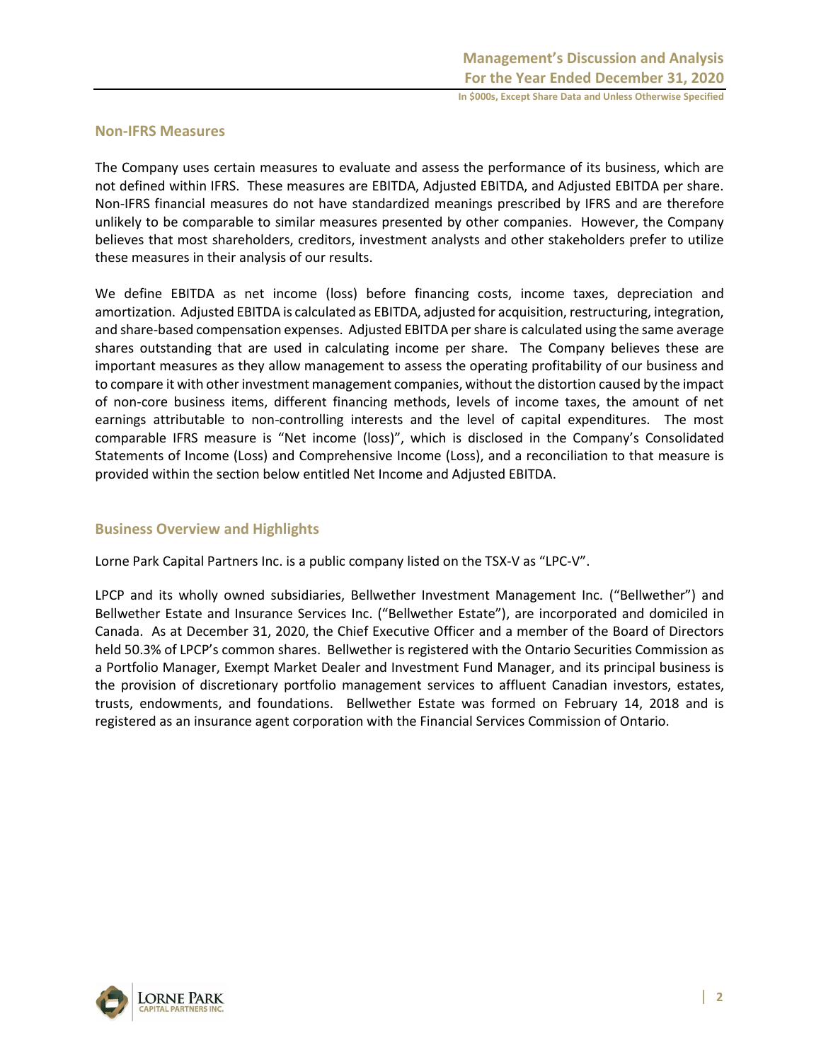## Non-IFRS Measures

The Company uses certain measures to evaluate and assess the performance of its business, which are not defined within IFRS. These measures are EBITDA, Adjusted EBITDA, and Adjusted EBITDA per share. Non-IFRS financial measures do not have standardized meanings prescribed by IFRS and are therefore unlikely to be comparable to similar measures presented by other companies. However, the Company believes that most shareholders, creditors, investment analysts and other stakeholders prefer to utilize these measures in their analysis of our results.

We define EBITDA as net income (loss) before financing costs, income taxes, depreciation and amortization. Adjusted EBITDA is calculated as EBITDA, adjusted for acquisition, restructuring, integration, and share-based compensation expenses. Adjusted EBITDA per share is calculated using the same average shares outstanding that are used in calculating income per share. The Company believes these are important measures as they allow management to assess the operating profitability of our business and to compare it with other investment management companies, without the distortion caused by the impact of non-core business items, different financing methods, levels of income taxes, the amount of net earnings attributable to non-controlling interests and the level of capital expenditures. The most comparable IFRS measure is "Net income (loss)", which is disclosed in the Company's Consolidated Statements of Income (Loss) and Comprehensive Income (Loss), and a reconciliation to that measure is provided within the section below entitled Net Income and Adjusted EBITDA.

## Business Overview and Highlights

Lorne Park Capital Partners Inc. is a public company listed on the TSX-V as "LPC-V".

LPCP and its wholly owned subsidiaries, Bellwether Investment Management Inc. ("Bellwether") and Bellwether Estate and Insurance Services Inc. ("Bellwether Estate"), are incorporated and domiciled in Canada. As at December 31, 2020, the Chief Executive Officer and a member of the Board of Directors held 50.3% of LPCP's common shares. Bellwether is registered with the Ontario Securities Commission as a Portfolio Manager, Exempt Market Dealer and Investment Fund Manager, and its principal business is the provision of discretionary portfolio management services to affluent Canadian investors, estates, trusts, endowments, and foundations. Bellwether Estate was formed on February 14, 2018 and is registered as an insurance agent corporation with the Financial Services Commission of Ontario.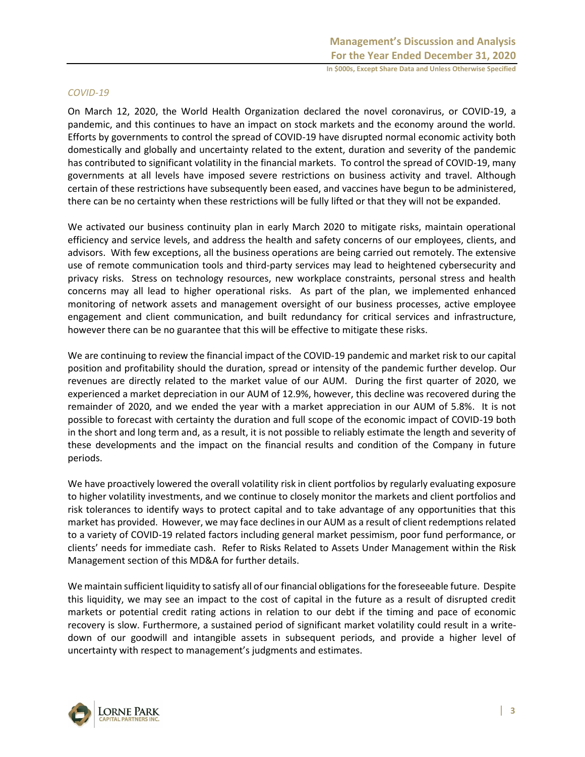*COVID-19*

On March 12, 2020, the World Health Organization declared the novel coronavirus, or COVID-19, a pandemic, and this continues to have an impact on stock markets and the economy around the world. Efforts by governments to control the spread of COVID-19 have disrupted normal economic activity both domestically and globally and uncertainty related to the extent, duration and severity of the pandemic has contributed to significant volatility in the financial markets. To control the spread of COVID-19, many governments at all levels have imposed severe restrictions on business activity and travel. Although certain of these restrictions have subsequently been eased, and vaccines have begun to be administered, there can be no certainty when these restrictions will be fully lifted or that they will not be expanded.

We activated our business continuity plan in early March 2020 to mitigate risks, maintain operational efficiency and service levels, and address the health and safety concerns of our employees, clients, and advisors. With few exceptions, all the business operations are being carried out remotely. The extensive use of remote communication tools and third-party services may lead to heightened cybersecurity and privacy risks. Stress on technology resources, new workplace constraints, personal stress and health concerns may all lead to higher operational risks. As part of the plan, we implemented enhanced monitoring of network assets and management oversight of our business processes, active employee engagement and client communication, and built redundancy for critical services and infrastructure, however there can be no guarantee that this will be effective to mitigate these risks.

We are continuing to review the financial impact of the COVID-19 pandemic and market risk to our capital position and profitability should the duration, spread or intensity of the pandemic further develop. Our revenues are directly related to the market value of our AUM. During the first quarter of 2020, we experienced a market depreciation in our AUM of 12.9%, however, this decline was recovered during the remainder of 2020, and we ended the year with a market appreciation in our AUM of 5.8%. It is not possible to forecast with certainty the duration and full scope of the economic impact of COVID-19 both in the short and long term and, as a result, it is not possible to reliably estimate the length and severity of these developments and the impact on the financial results and condition of the Company in future periods.

We have proactively lowered the overall volatility risk in client portfolios by regularly evaluating exposure to higher volatility investments, and we continue to closely monitor the markets and client portfolios and risk tolerances to identify ways to protect capital and to take advantage of any opportunities that this market has provided. However, we may face declines in our AUM as a result of client redemptions related to a variety of COVID-19 related factors including general market pessimism, poor fund performance, or clients' needs for immediate cash. Refer to Risks Related to Assets Under Management within the Risk Management section of this MD&A for further details.

We maintain sufficient liquidity to satisfy all of our financial obligations for the foreseeable future. Despite this liquidity, we may see an impact to the cost of capital in the future as a result of disrupted credit markets or potential credit rating actions in relation to our debt if the timing and pace of economic recovery is slow. Furthermore, a sustained period of significant market volatility could result in a write-down of our goodwill and intangible assets in subsequent periods, and provide a higher level of uncertainty with respect to management's judgments and estimates.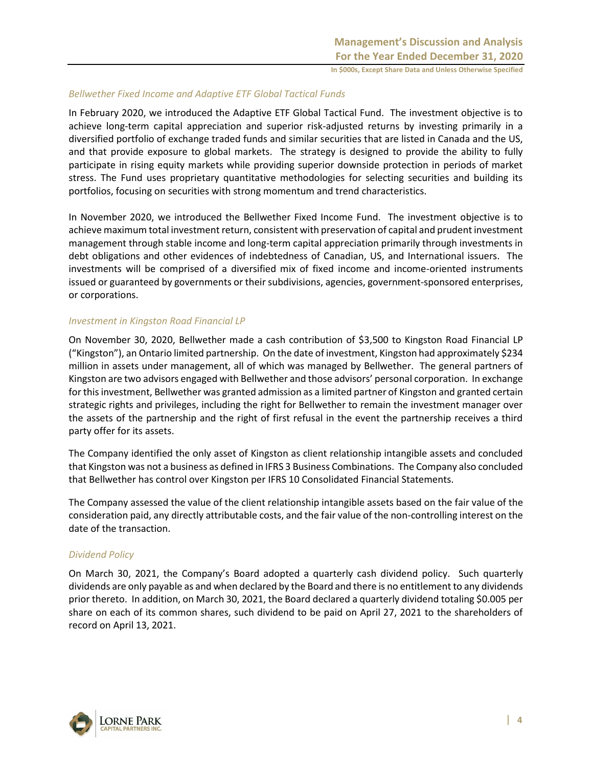*Bellwether Fixed Income and Adaptive ETF Global Tactical Funds*

In February 2020, we introduced the Adaptive ETF Global Tactical Fund. The investment objective is to achieve long-term capital appreciation and superior risk-adjusted returns by investing primarily in a diversified portfolio of exchange traded funds and similar securities that are listed in Canada and the US, and that provide exposure to global markets. The strategy is designed to provide the ability to fully participate in rising equity markets while providing superior downside protection in periods of market stress. The Fund uses proprietary quantitative methodologies for selecting securities and building its portfolios, focusing on securities with strong momentum and trend characteristics.

In November 2020, we introduced the Bellwether Fixed Income Fund. The investment objective is to achieve maximum total investment return, consistent with preservation of capital and prudent investment management through stable income and long-term capital appreciation primarily through investments in debt obligations and other evidences of indebtedness of Canadian, US, and International issuers. The investments will be comprised of a diversified mix of fixed income and income-oriented instruments issued or guaranteed by governments or their subdivisions, agencies, government-sponsored enterprises, or corporations.

*Investment in Kingston Road Financial LP*

On November 30, 2020, Bellwether made a cash contribution of $3,500 to Kingston Road Financial LP ("Kingston"), an Ontario limited partnership. On the date of investment, Kingston had approximately $234 million in assets under management, all of which was managed by Bellwether. The general partners of Kingston are two advisors engaged with Bellwether and those advisors' personal corporation. In exchange for this investment, Bellwether was granted admission as a limited partner of Kingston and granted certain strategic rights and privileges, including the right for Bellwether to remain the investment manager over the assets of the partnership and the right of first refusal in the event the partnership receives a third party offer for its assets.

The Company identified the only asset of Kingston as client relationship intangible assets and concluded that Kingston was not a business as defined in IFRS 3 Business Combinations. The Company also concluded that Bellwether has control over Kingston per IFRS 10 Consolidated Financial Statements.

The Company assessed the value of the client relationship intangible assets based on the fair value of the consideration paid, any directly attributable costs, and the fair value of the non-controlling interest on the date of the transaction.

*Dividend Policy*

On March 30, 2021, the Company's Board adopted a quarterly cash dividend policy. Such quarterly dividends are only payable as and when declared by the Board and there is no entitlement to any dividends prior thereto. In addition, on March 30, 2021, the Board declared a quarterly dividend totaling $0.005 per share on each of its common shares, such dividend to be paid on April 27, 2021 to the shareholders of record on April 13, 2021.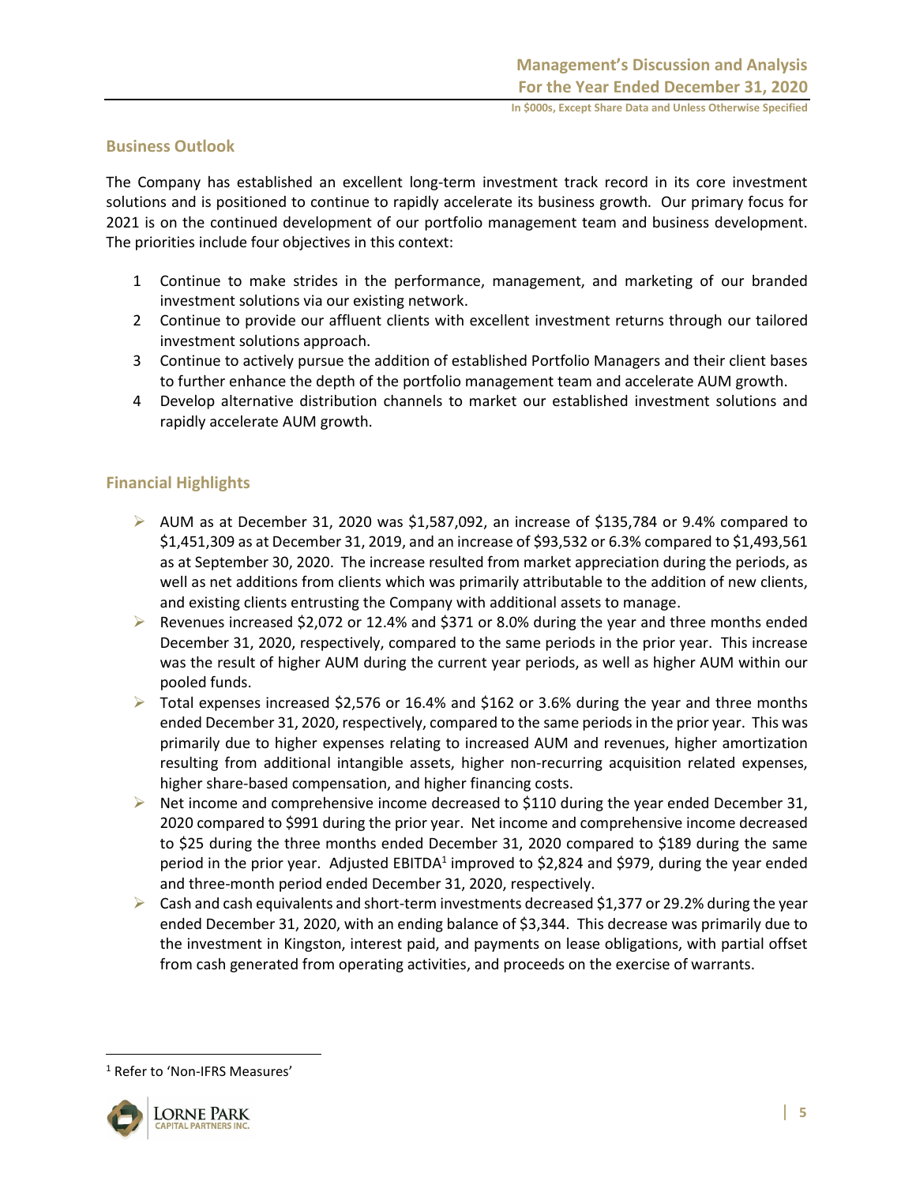## Business Outlook

The Company has established an excellent long-term investment track record in its core investment solutions and is positioned to continue to rapidly accelerate its business growth. Our primary focus for 2021 is on the continued development of our portfolio management team and business development. The priorities include four objectives in this context:

1. Continue to make strides in the performance, management, and marketing of our branded investment solutions via our existing network.
2. Continue to provide our affluent clients with excellent investment returns through our tailored investment solutions approach.
3. Continue to actively pursue the addition of established Portfolio Managers and their client bases to further enhance the depth of the portfolio management team and accelerate AUM growth.
4. Develop alternative distribution channels to market our established investment solutions and rapidly accelerate AUM growth.

## Financial Highlights

- AUM as at December 31, 2020 was $1,587,092, an increase of $135,784 or 9.4% compared to $1,451,309 as at December 31, 2019, and an increase of $93,532 or 6.3% compared to $1,493,561 as at September 30, 2020. The increase resulted from market appreciation during the periods, as well as net additions from clients which was primarily attributable to the addition of new clients, and existing clients entrusting the Company with additional assets to manage.
- Revenues increased $2,072 or 12.4% and $371 or 8.0% during the year and three months ended December 31, 2020, respectively, compared to the same periods in the prior year. This increase was the result of higher AUM during the current year periods, as well as higher AUM within our pooled funds.
- Total expenses increased $2,576 or 16.4% and $162 or 3.6% during the year and three months ended December 31, 2020, respectively, compared to the same periods in the prior year. This was primarily due to higher expenses relating to increased AUM and revenues, higher amortization resulting from additional intangible assets, higher non-recurring acquisition related expenses, higher share-based compensation, and higher financing costs.
- Net income and comprehensive income decreased to $110 during the year ended December 31, 2020 compared to $991 during the prior year. Net income and comprehensive income decreased to $25 during the three months ended December 31, 2020 compared to $189 during the same period in the prior year. Adjusted EBITDA[1] improved to $2,824 and $979, during the year ended and three-month period ended December 31, 2020, respectively.
- Cash and cash equivalents and short-term investments decreased $1,377 or 29.2% during the year ended December 31, 2020, with an ending balance of $3,344. This decrease was primarily due to the investment in Kingston, interest paid, and payments on lease obligations, with partial offset from cash generated from operating activities, and proceeds on the exercise of warrants.

[1] Refer to 'Non-IFRS Measures'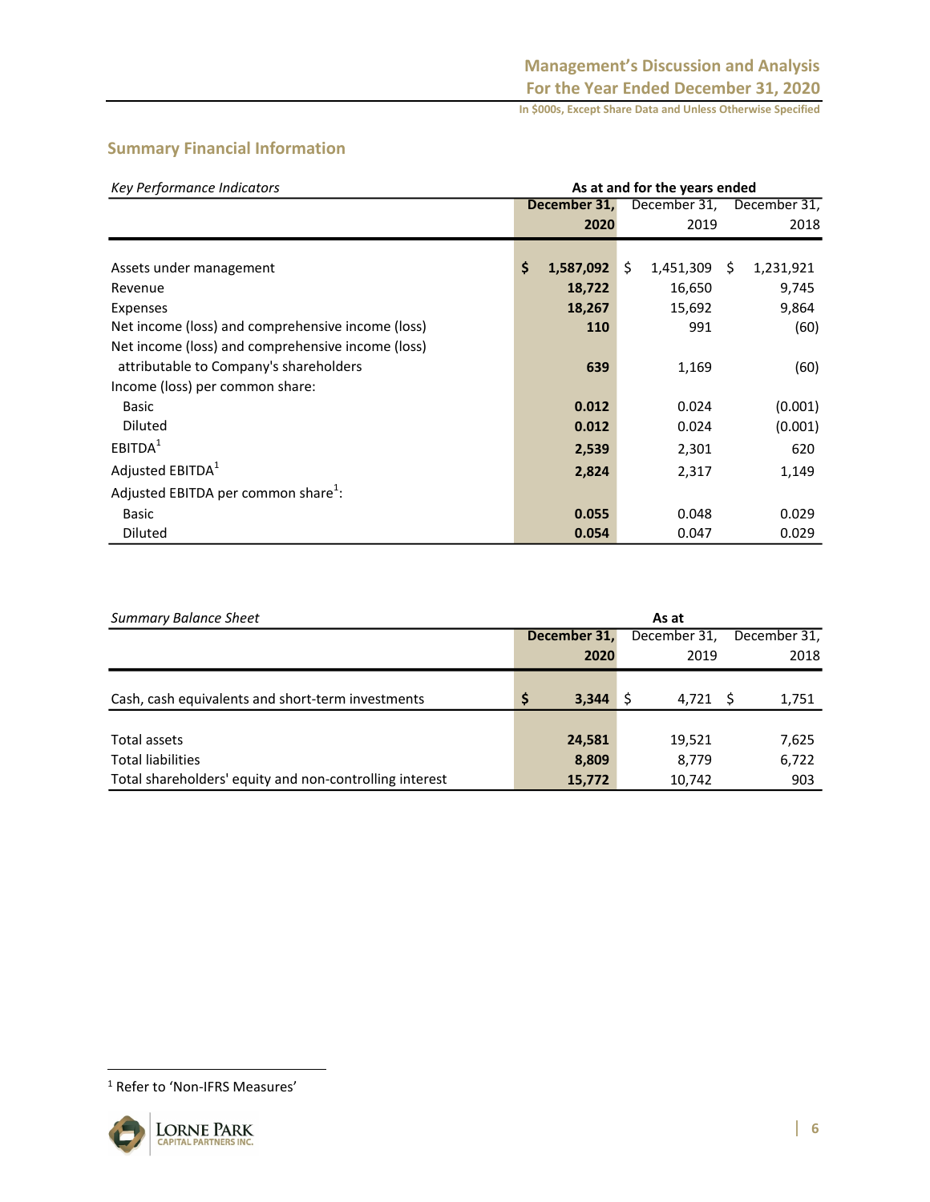## Summary Financial Information

| *Key Performance Indicators* | As at and for the years ended | | |
|---|---|---|---|
| | **December 31, 2020** | December 31, 2019 | December 31, 2018 |
| Assets under management | **$ 1,587,092** | $ 1,451,309 | $ 1,231,921 |
| Revenue | **18,722** | 16,650 | 9,745 |
| Expenses | **18,267** | 15,692 | 9,864 |
| Net income (loss) and comprehensive income (loss) | **110** | 991 | (60) |
| Net income (loss) and comprehensive income (loss) attributable to Company's shareholders | **639** | 1,169 | (60) |
| Income (loss) per common share: | | | |
| Basic | **0.012** | 0.024 | (0.001) |
| Diluted | **0.012** | 0.024 | (0.001) |
| EBITDA[1] | **2,539** | 2,301 | 620 |
| Adjusted EBITDA[1] | **2,824** | 2,317 | 1,149 |
| Adjusted EBITDA per common share[1]: | | | |
| Basic | **0.055** | 0.048 | 0.029 |
| Diluted | **0.054** | 0.047 | 0.029 |

| *Summary Balance Sheet* | As at | | |
|---|---|---|---|
| | **December 31, 2020** | December 31, 2019 | December 31, 2018 |
| Cash, cash equivalents and short-term investments | **$ 3,344** | $ 4,721 | $ 1,751 |
| Total assets | **24,581** | 19,521 | 7,625 |
| Total liabilities | **8,809** | 8,779 | 6,722 |
| Total shareholders' equity and non-controlling interest | **15,772** | 10,742 | 903 |

[1] Refer to 'Non-IFRS Measures'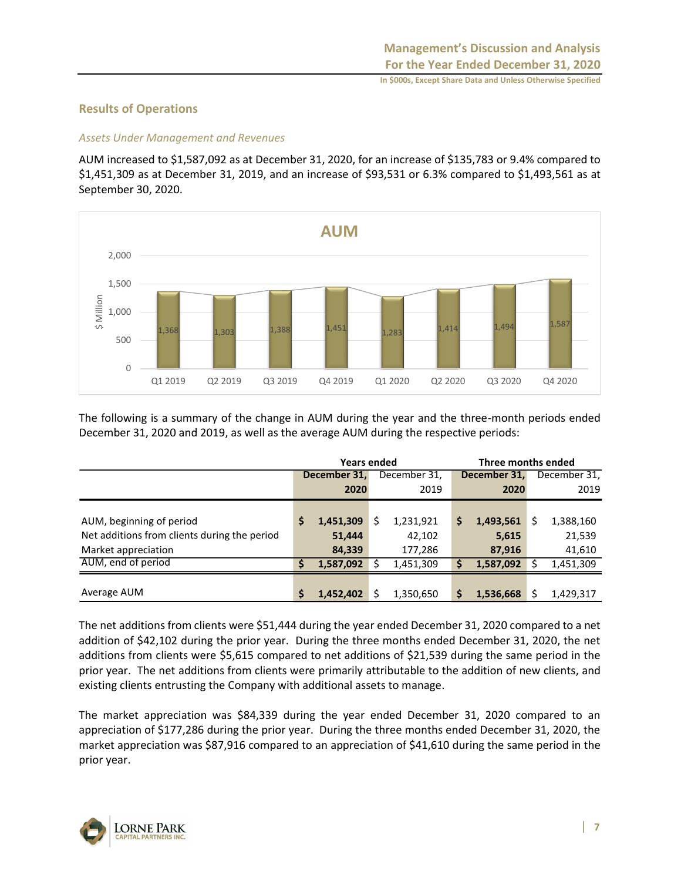## Results of Operations

### *Assets Under Management and Revenues*

AUM increased to $1,587,092 as at December 31, 2020, for an increase of $135,783 or 9.4% compared to $1,451,309 as at December 31, 2019, and an increase of $93,531 or 6.3% compared to $1,493,561 as at September 30, 2020.

**AUM**

| | Q1 2019 | Q2 2019 | Q3 2019 | Q4 2019 | Q1 2020 | Q2 2020 | Q3 2020 | Q4 2020 |
|---|---|---|---|---|---|---|---|---|
| $ Million | 1,368 | 1,303 | 1,388 | 1,451 | 1,283 | 1,414 | 1,494 | 1,587 |

The following is a summary of the change in AUM during the year and the three-month periods ended December 31, 2020 and 2019, as well as the average AUM during the respective periods:

| | Years ended | | Three months ended | |
|---|---|---|---|---|
| | **December 31, 2020** | December 31, 2019 | **December 31, 2020** | December 31, 2019 |
| AUM, beginning of period | **$ 1,451,309** | $ 1,231,921 | **$ 1,493,561** | $ 1,388,160 |
| Net additions from clients during the period | **51,444** | 42,102 | **5,615** | 21,539 |
| Market appreciation | **84,339** | 177,286 | **87,916** | 41,610 |
| AUM, end of period | **$ 1,587,092** | $ 1,451,309 | **$ 1,587,092** | $ 1,451,309 |
| Average AUM | **$ 1,452,402** | $ 1,350,650 | **$ 1,536,668** | $ 1,429,317 |

The net additions from clients were $51,444 during the year ended December 31, 2020 compared to a net addition of $42,102 during the prior year. During the three months ended December 31, 2020, the net additions from clients were $5,615 compared to net additions of $21,539 during the same period in the prior year. The net additions from clients were primarily attributable to the addition of new clients, and existing clients entrusting the Company with additional assets to manage.

The market appreciation was $84,339 during the year ended December 31, 2020 compared to an appreciation of $177,286 during the prior year. During the three months ended December 31, 2020, the market appreciation was $87,916 compared to an appreciation of $41,610 during the same period in the prior year.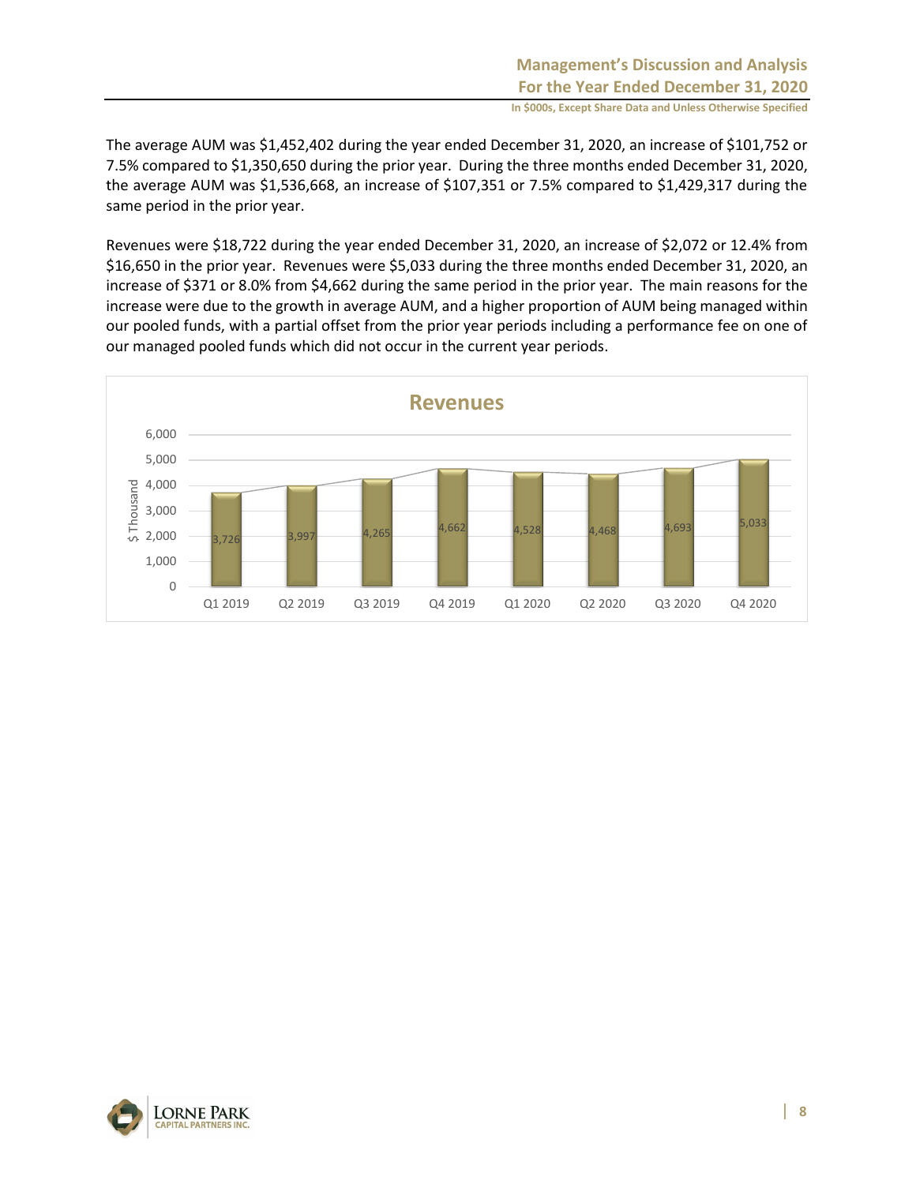The average AUM was $1,452,402 during the year ended December 31, 2020, an increase of $101,752 or 7.5% compared to $1,350,650 during the prior year. During the three months ended December 31, 2020, the average AUM was $1,536,668, an increase of $107,351 or 7.5% compared to $1,429,317 during the same period in the prior year.

Revenues were $18,722 during the year ended December 31, 2020, an increase of $2,072 or 12.4% from $16,650 in the prior year. Revenues were $5,033 during the three months ended December 31, 2020, an increase of $371 or 8.0% from $4,662 during the same period in the prior year. The main reasons for the increase were due to the growth in average AUM, and a higher proportion of AUM being managed within our pooled funds, with a partial offset from the prior year periods including a performance fee on one of our managed pooled funds which did not occur in the current year periods.

**Revenues**

| Quarter | Revenues ($ Thousand) |
|---|---|
| Q1 2019 | 3,726 |
| Q2 2019 | 3,997 |
| Q3 2019 | 4,265 |
| Q4 2019 | 4,662 |
| Q1 2020 | 4,528 |
| Q2 2020 | 4,468 |
| Q3 2020 | 4,693 |
| Q4 2020 | 5,033 |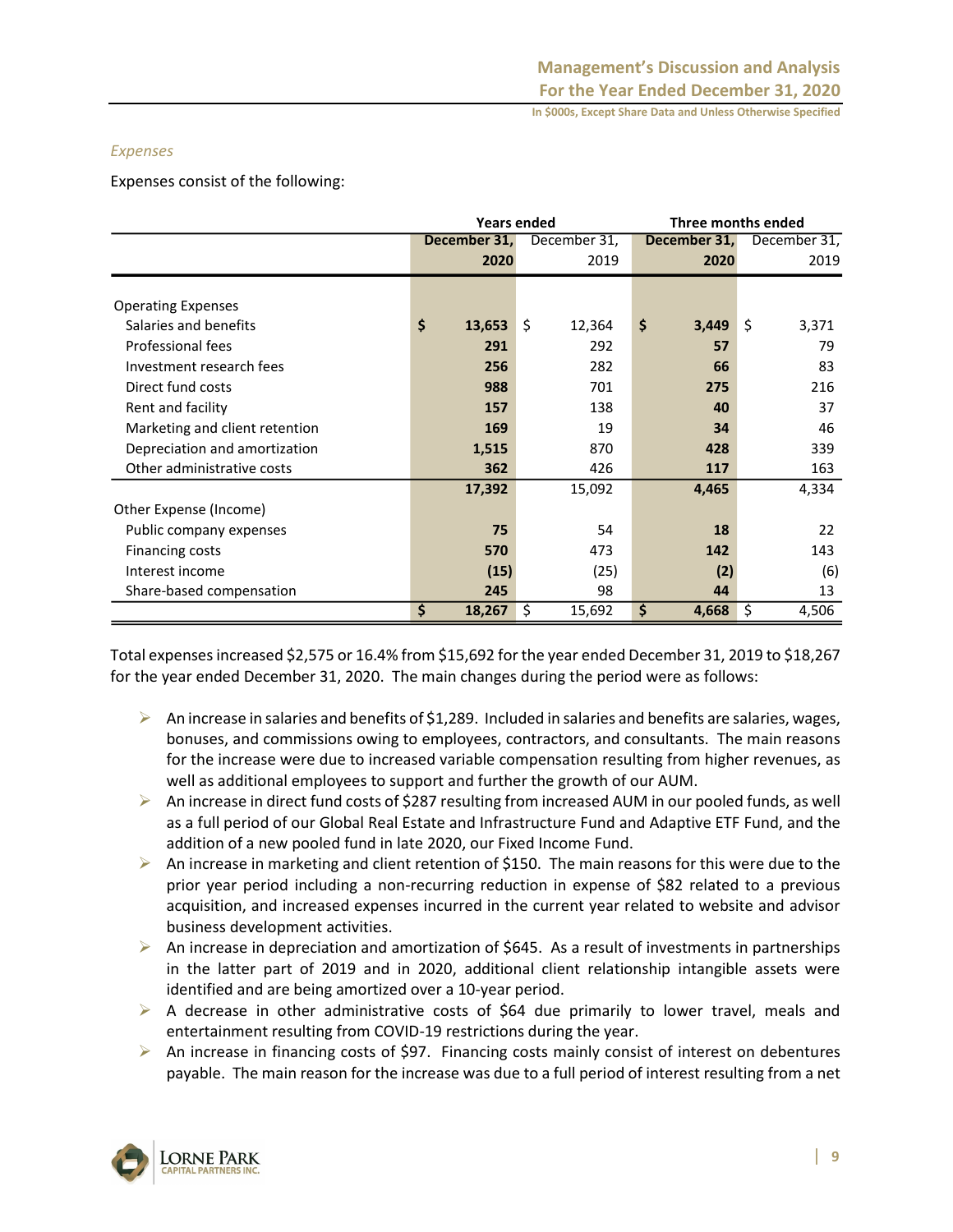*Expenses*

Expenses consist of the following:

| | Years ended | | Three months ended | |
|---|---|---|---|---|
| | **December 31, 2020** | December 31, 2019 | **December 31, 2020** | December 31, 2019 |
| Operating Expenses | | | | |
| Salaries and benefits | **$ 13,653** | $ 12,364 | **$ 3,449** | $ 3,371 |
| Professional fees | **291** | 292 | **57** | 79 |
| Investment research fees | **256** | 282 | **66** | 83 |
| Direct fund costs | **988** | 701 | **275** | 216 |
| Rent and facility | **157** | 138 | **40** | 37 |
| Marketing and client retention | **169** | 19 | **34** | 46 |
| Depreciation and amortization | **1,515** | 870 | **428** | 339 |
| Other administrative costs | **362** | 426 | **117** | 163 |
| | **17,392** | 15,092 | **4,465** | 4,334 |
| Other Expense (Income) | | | | |
| Public company expenses | **75** | 54 | **18** | 22 |
| Financing costs | **570** | 473 | **142** | 143 |
| Interest income | **(15)** | (25) | **(2)** | (6) |
| Share-based compensation | **245** | 98 | **44** | 13 |
| | **$ 18,267** | $ 15,692 | **$ 4,668** | $ 4,506 |

Total expenses increased $2,575 or 16.4% from $15,692 for the year ended December 31, 2019 to $18,267 for the year ended December 31, 2020. The main changes during the period were as follows:

- An increase in salaries and benefits of $1,289. Included in salaries and benefits are salaries, wages, bonuses, and commissions owing to employees, contractors, and consultants. The main reasons for the increase were due to increased variable compensation resulting from higher revenues, as well as additional employees to support and further the growth of our AUM.
- An increase in direct fund costs of $287 resulting from increased AUM in our pooled funds, as well as a full period of our Global Real Estate and Infrastructure Fund and Adaptive ETF Fund, and the addition of a new pooled fund in late 2020, our Fixed Income Fund.
- An increase in marketing and client retention of $150. The main reasons for this were due to the prior year period including a non-recurring reduction in expense of $82 related to a previous acquisition, and increased expenses incurred in the current year related to website and advisor business development activities.
- An increase in depreciation and amortization of $645. As a result of investments in partnerships in the latter part of 2019 and in 2020, additional client relationship intangible assets were identified and are being amortized over a 10-year period.
- A decrease in other administrative costs of $64 due primarily to lower travel, meals and entertainment resulting from COVID-19 restrictions during the year.
- An increase in financing costs of $97. Financing costs mainly consist of interest on debentures payable. The main reason for the increase was due to a full period of interest resulting from a net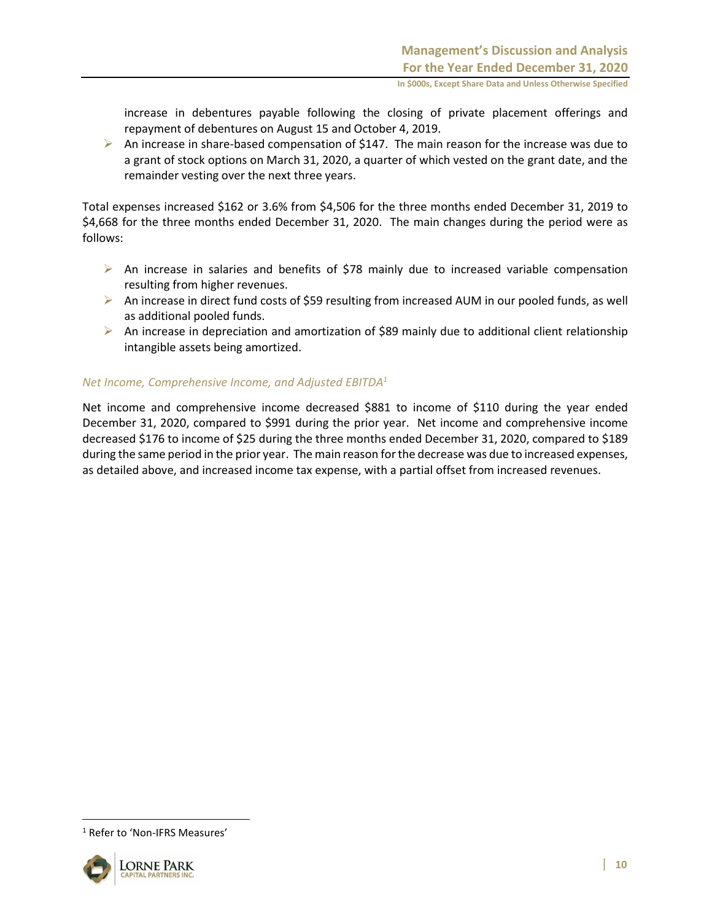increase in debentures payable following the closing of private placement offerings and repayment of debentures on August 15 and October 4, 2019.

- An increase in share-based compensation of $147. The main reason for the increase was due to a grant of stock options on March 31, 2020, a quarter of which vested on the grant date, and the remainder vesting over the next three years.

Total expenses increased $162 or 3.6% from $4,506 for the three months ended December 31, 2019 to $4,668 for the three months ended December 31, 2020. The main changes during the period were as follows:

- An increase in salaries and benefits of $78 mainly due to increased variable compensation resulting from higher revenues.
- An increase in direct fund costs of $59 resulting from increased AUM in our pooled funds, as well as additional pooled funds.
- An increase in depreciation and amortization of $89 mainly due to additional client relationship intangible assets being amortized.

*Net Income, Comprehensive Income, and Adjusted EBITDA*[1]

Net income and comprehensive income decreased $881 to income of $110 during the year ended December 31, 2020, compared to $991 during the prior year. Net income and comprehensive income decreased $176 to income of $25 during the three months ended December 31, 2020, compared to $189 during the same period in the prior year. The main reason for the decrease was due to increased expenses, as detailed above, and increased income tax expense, with a partial offset from increased revenues.

[1] Refer to 'Non-IFRS Measures'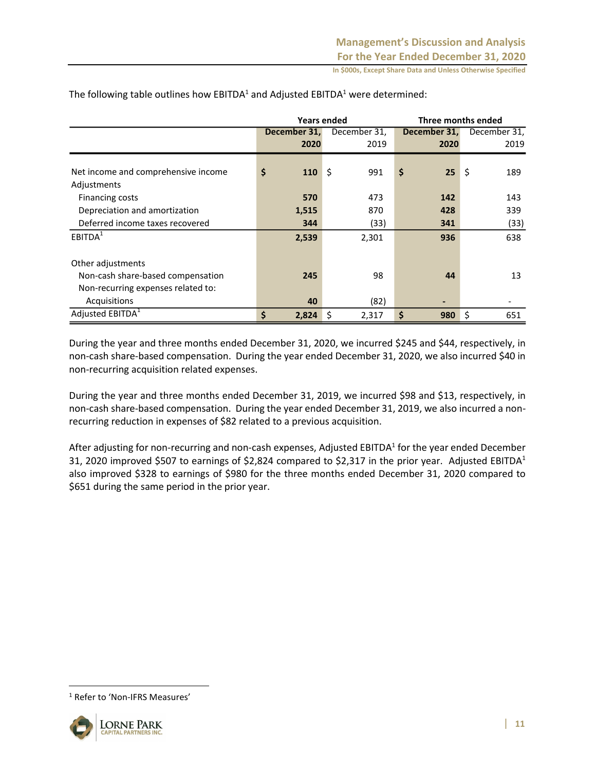The following table outlines how EBITDA[1] and Adjusted EBITDA[1] were determined:

| | Years ended | | Three months ended | |
|---|---|---|---|---|
| | **December 31, 2020** | December 31, 2019 | **December 31, 2020** | December 31, 2019 |
| Net income and comprehensive income | **$ 110** | $ 991 | **$ 25** | $ 189 |
| Adjustments | | | | |
| Financing costs | **570** | 473 | **142** | 143 |
| Depreciation and amortization | **1,515** | 870 | **428** | 339 |
| Deferred income taxes recovered | **344** | (33) | **341** | (33) |
| EBITDA[1] | **2,539** | 2,301 | **936** | 638 |
| Other adjustments | | | | |
| Non-cash share-based compensation | **245** | 98 | **44** | 13 |
| Non-recurring expenses related to: | | | | |
| Acquisitions | **40** | (82) | **-** | - |
| Adjusted EBITDA[1] | **$ 2,824** | $ 2,317 | **$ 980** | $ 651 |

During the year and three months ended December 31, 2020, we incurred $245 and $44, respectively, in non-cash share-based compensation. During the year ended December 31, 2020, we also incurred $40 in non-recurring acquisition related expenses.

During the year and three months ended December 31, 2019, we incurred $98 and $13, respectively, in non-cash share-based compensation. During the year ended December 31, 2019, we also incurred a non-recurring reduction in expenses of $82 related to a previous acquisition.

After adjusting for non-recurring and non-cash expenses, Adjusted EBITDA[1] for the year ended December 31, 2020 improved $507 to earnings of $2,824 compared to $2,317 in the prior year. Adjusted EBITDA[1] also improved $328 to earnings of $980 for the three months ended December 31, 2020 compared to $651 during the same period in the prior year.

[1] Refer to 'Non-IFRS Measures'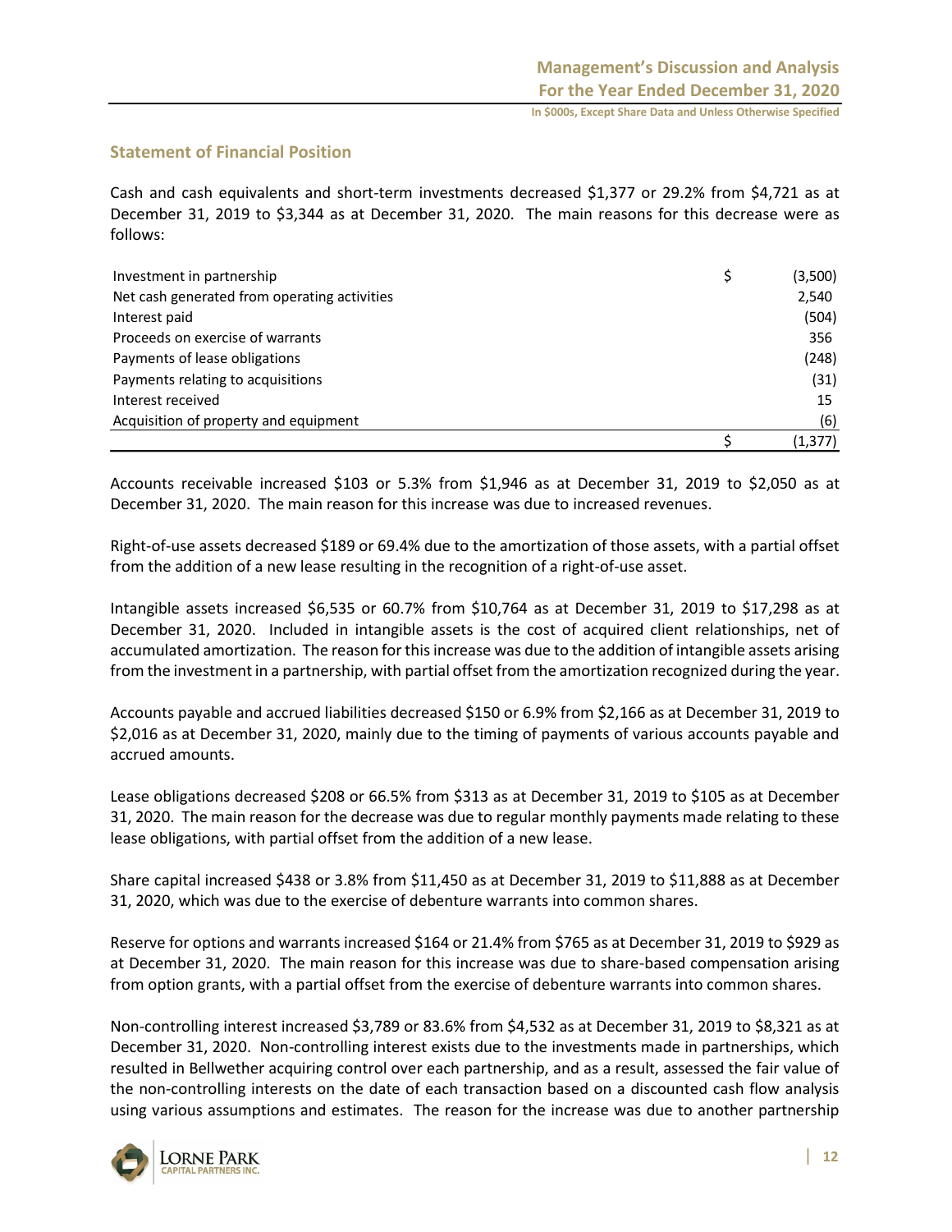## Statement of Financial Position

Cash and cash equivalents and short-term investments decreased $1,377 or 29.2% from $4,721 as at December 31, 2019 to $3,344 as at December 31, 2020. The main reasons for this decrease were as follows:

| | | |
|---|---|---|
| Investment in partnership | $ | (3,500) |
| Net cash generated from operating activities | | 2,540 |
| Interest paid | | (504) |
| Proceeds on exercise of warrants | | 356 |
| Payments of lease obligations | | (248) |
| Payments relating to acquisitions | | (31) |
| Interest received | | 15 |
| Acquisition of property and equipment | | (6) |
| | $ | (1,377) |

Accounts receivable increased $103 or 5.3% from $1,946 as at December 31, 2019 to $2,050 as at December 31, 2020. The main reason for this increase was due to increased revenues.

Right-of-use assets decreased $189 or 69.4% due to the amortization of those assets, with a partial offset from the addition of a new lease resulting in the recognition of a right-of-use asset.

Intangible assets increased $6,535 or 60.7% from $10,764 as at December 31, 2019 to $17,298 as at December 31, 2020. Included in intangible assets is the cost of acquired client relationships, net of accumulated amortization. The reason for this increase was due to the addition of intangible assets arising from the investment in a partnership, with partial offset from the amortization recognized during the year.

Accounts payable and accrued liabilities decreased $150 or 6.9% from $2,166 as at December 31, 2019 to $2,016 as at December 31, 2020, mainly due to the timing of payments of various accounts payable and accrued amounts.

Lease obligations decreased $208 or 66.5% from $313 as at December 31, 2019 to $105 as at December 31, 2020. The main reason for the decrease was due to regular monthly payments made relating to these lease obligations, with partial offset from the addition of a new lease.

Share capital increased $438 or 3.8% from $11,450 as at December 31, 2019 to $11,888 as at December 31, 2020, which was due to the exercise of debenture warrants into common shares.

Reserve for options and warrants increased $164 or 21.4% from $765 as at December 31, 2019 to $929 as at December 31, 2020. The main reason for this increase was due to share-based compensation arising from option grants, with a partial offset from the exercise of debenture warrants into common shares.

Non-controlling interest increased $3,789 or 83.6% from $4,532 as at December 31, 2019 to $8,321 as at December 31, 2020. Non-controlling interest exists due to the investments made in partnerships, which resulted in Bellwether acquiring control over each partnership, and as a result, assessed the fair value of the non-controlling interests on the date of each transaction based on a discounted cash flow analysis using various assumptions and estimates. The reason for the increase was due to another partnership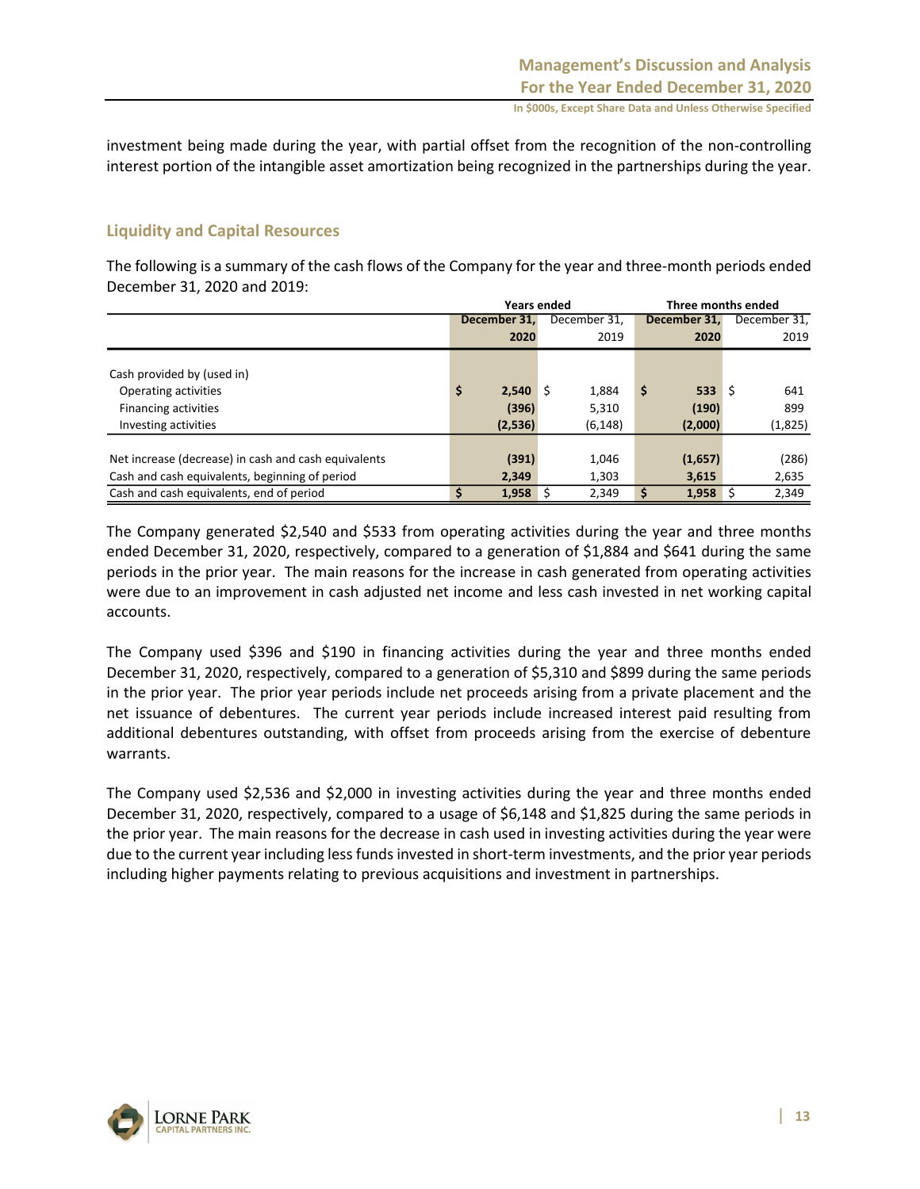investment being made during the year, with partial offset from the recognition of the non-controlling interest portion of the intangible asset amortization being recognized in the partnerships during the year.

## Liquidity and Capital Resources

The following is a summary of the cash flows of the Company for the year and three-month periods ended December 31, 2020 and 2019:

| | Years ended | | Three months ended | |
|---|---|---|---|---|
| | **December 31, 2020** | December 31, 2019 | **December 31, 2020** | December 31, 2019 |
| Cash provided by (used in) | | | | |
| Operating activities | **$ 2,540** | $ 1,884 | **$ 533** | $ 641 |
| Financing activities | **(396)** | 5,310 | **(190)** | 899 |
| Investing activities | **(2,536)** | (6,148) | **(2,000)** | (1,825) |
| Net increase (decrease) in cash and cash equivalents | **(391)** | 1,046 | **(1,657)** | (286) |
| Cash and cash equivalents, beginning of period | **2,349** | 1,303 | **3,615** | 2,635 |
| Cash and cash equivalents, end of period | **$ 1,958** | $ 2,349 | **$ 1,958** | $ 2,349 |

The Company generated $2,540 and $533 from operating activities during the year and three months ended December 31, 2020, respectively, compared to a generation of $1,884 and $641 during the same periods in the prior year. The main reasons for the increase in cash generated from operating activities were due to an improvement in cash adjusted net income and less cash invested in net working capital accounts.

The Company used $396 and $190 in financing activities during the year and three months ended December 31, 2020, respectively, compared to a generation of $5,310 and $899 during the same periods in the prior year. The prior year periods include net proceeds arising from a private placement and the net issuance of debentures. The current year periods include increased interest paid resulting from additional debentures outstanding, with offset from proceeds arising from the exercise of debenture warrants.

The Company used $2,536 and $2,000 in investing activities during the year and three months ended December 31, 2020, respectively, compared to a usage of $6,148 and $1,825 during the same periods in the prior year. The main reasons for the decrease in cash used in investing activities during the year were due to the current year including less funds invested in short-term investments, and the prior year periods including higher payments relating to previous acquisitions and investment in partnerships.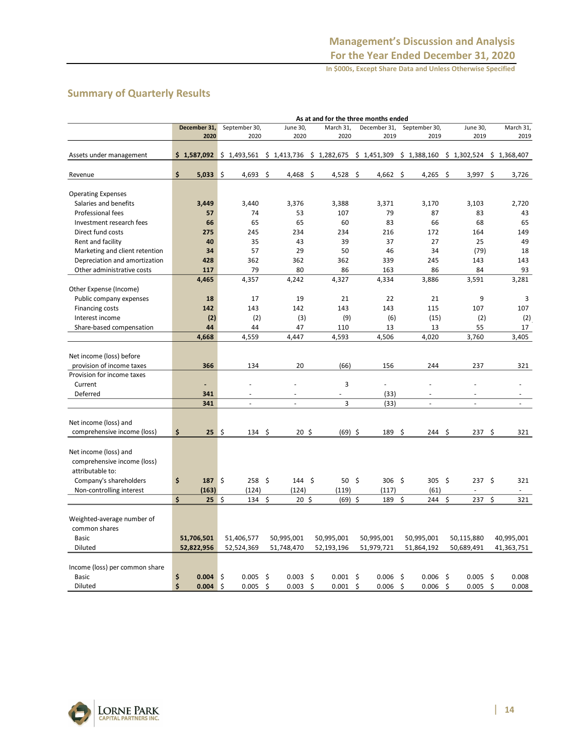## Summary of Quarterly Results

| | As at and for the three months ended | | | | | | | |
|---|---|---|---|---|---|---|---|---|
| | December 31, 2020 | September 30, 2020 | June 30, 2020 | March 31, 2020 | December 31, 2019 | September 30, 2019 | June 30, 2019 | March 31, 2019 |
| Assets under management | $ 1,587,092 | $ 1,493,561 | $ 1,413,736 | $ 1,282,675 | $ 1,451,309 | $ 1,388,160 | $ 1,302,524 | $ 1,368,407 |
| Revenue | $ 5,033 | $ 4,693 | $ 4,468 | $ 4,528 | $ 4,662 | $ 4,265 | $ 3,997 | $ 3,726 |
| Operating Expenses | | | | | | | | |
| Salaries and benefits | 3,449 | 3,440 | 3,376 | 3,388 | 3,371 | 3,170 | 3,103 | 2,720 |
| Professional fees | 57 | 74 | 53 | 107 | 79 | 87 | 83 | 43 |
| Investment research fees | 66 | 65 | 65 | 60 | 83 | 66 | 68 | 65 |
| Direct fund costs | 275 | 245 | 234 | 234 | 216 | 172 | 164 | 149 |
| Rent and facility | 40 | 35 | 43 | 39 | 37 | 27 | 25 | 49 |
| Marketing and client retention | 34 | 57 | 29 | 50 | 46 | 34 | (79) | 18 |
| Depreciation and amortization | 428 | 362 | 362 | 362 | 339 | 245 | 143 | 143 |
| Other administrative costs | 117 | 79 | 80 | 86 | 163 | 86 | 84 | 93 |
| | 4,465 | 4,357 | 4,242 | 4,327 | 4,334 | 3,886 | 3,591 | 3,281 |
| Other Expense (Income) | | | | | | | | |
| Public company expenses | 18 | 17 | 19 | 21 | 22 | 21 | 9 | 3 |
| Financing costs | 142 | 143 | 142 | 143 | 143 | 115 | 107 | 107 |
| Interest income | (2) | (2) | (3) | (9) | (6) | (15) | (2) | (2) |
| Share-based compensation | 44 | 44 | 47 | 110 | 13 | 13 | 55 | 17 |
| | 4,668 | 4,559 | 4,447 | 4,593 | 4,506 | 4,020 | 3,760 | 3,405 |
| Net income (loss) before provision of income taxes | 366 | 134 | 20 | (66) | 156 | 244 | 237 | 321 |
| Provision for income taxes | | | | | | | | |
| Current | - | - | - | 3 | - | - | - | - |
| Deferred | 341 | - | - | - | (33) | - | - | - |
| | 341 | - | - | 3 | (33) | - | - | - |
| Net income (loss) and comprehensive income (loss) | $ 25 | $ 134 | $ 20 | $ (69) | $ 189 | $ 244 | $ 237 | $ 321 |
| Net income (loss) and comprehensive income (loss) attributable to: | | | | | | | | |
| Company's shareholders | $ 187 | $ 258 | $ 144 | $ 50 | $ 306 | $ 305 | $ 237 | $ 321 |
| Non-controlling interest | (163) | (124) | (124) | (119) | (117) | (61) | - | - |
| | $ 25 | $ 134 | $ 20 | $ (69) | $ 189 | $ 244 | $ 237 | $ 321 |
| Weighted-average number of common shares | | | | | | | | |
| Basic | 51,706,501 | 51,406,577 | 50,995,001 | 50,995,001 | 50,995,001 | 50,995,001 | 50,115,880 | 40,995,001 |
| Diluted | 52,822,956 | 52,524,369 | 51,748,470 | 52,193,196 | 51,979,721 | 51,864,192 | 50,689,491 | 41,363,751 |
| Income (loss) per common share | | | | | | | | |
| Basic | $ 0.004 | $ 0.005 | $ 0.003 | $ 0.001 | $ 0.006 | $ 0.006 | $ 0.005 | $ 0.008 |
| Diluted | $ 0.004 | $ 0.005 | $ 0.003 | $ 0.001 | $ 0.006 | $ 0.006 | $ 0.005 | $ 0.008 |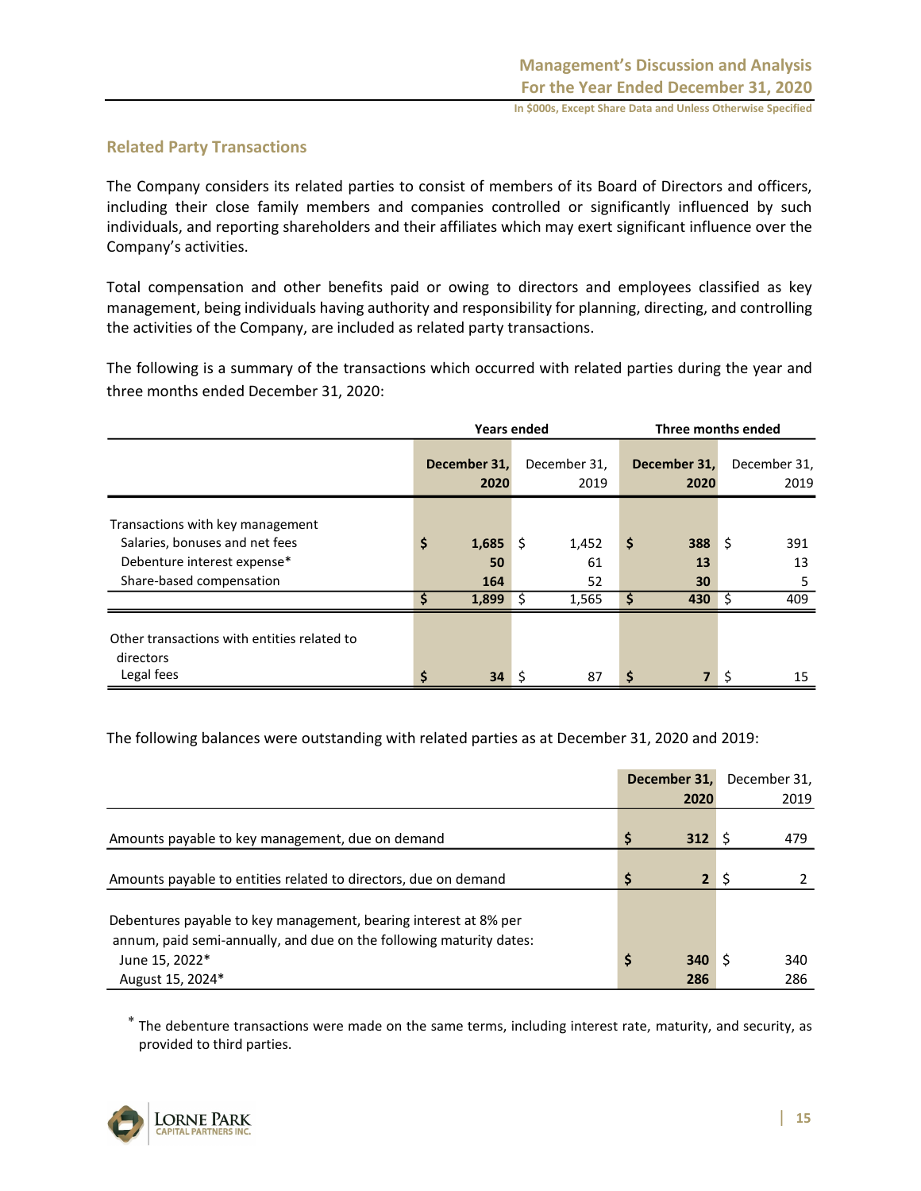## Related Party Transactions

The Company considers its related parties to consist of members of its Board of Directors and officers, including their close family members and companies controlled or significantly influenced by such individuals, and reporting shareholders and their affiliates which may exert significant influence over the Company's activities.

Total compensation and other benefits paid or owing to directors and employees classified as key management, being individuals having authority and responsibility for planning, directing, and controlling the activities of the Company, are included as related party transactions.

The following is a summary of the transactions which occurred with related parties during the year and three months ended December 31, 2020:

| | Years ended | | Three months ended | |
|---|---|---|---|---|
| | **December 31, 2020** | December 31, 2019 | **December 31, 2020** | December 31, 2019 |
| Transactions with key management | | | | |
| Salaries, bonuses and net fees | **$ 1,685** | $ 1,452 | **$ 388** | $ 391 |
| Debenture interest expense* | **50** | 61 | **13** | 13 |
| Share-based compensation | **164** | 52 | **30** | 5 |
| | **$ 1,899** | $ 1,565 | **$ 430** | $ 409 |
| Other transactions with entities related to directors | | | | |
| Legal fees | **$ 34** | $ 87 | **$ 7** | $ 15 |

The following balances were outstanding with related parties as at December 31, 2020 and 2019:

| | **December 31, 2020** | December 31, 2019 |
|---|---|---|
| Amounts payable to key management, due on demand | **$ 312** | $ 479 |
| Amounts payable to entities related to directors, due on demand | **$ 2** | $ 2 |
| Debentures payable to key management, bearing interest at 8% per annum, paid semi-annually, and due on the following maturity dates: | | |
| June 15, 2022* | **$ 340** | $ 340 |
| August 15, 2024* | **286** | 286 |

* The debenture transactions were made on the same terms, including interest rate, maturity, and security, as provided to third parties.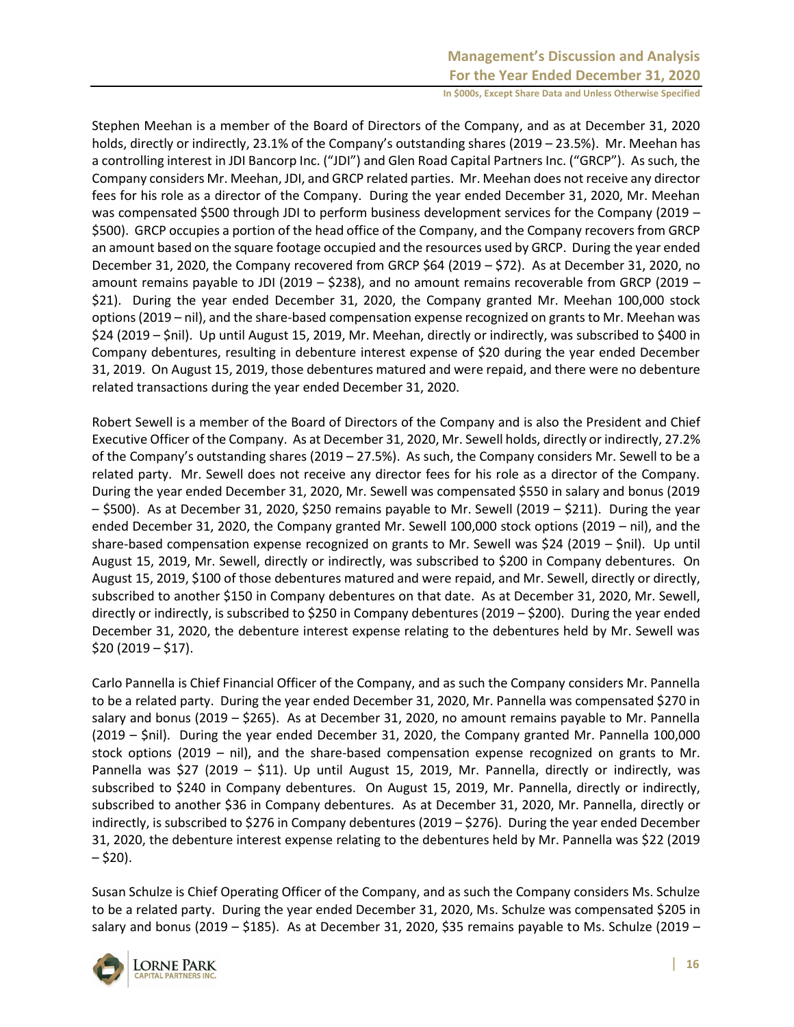Stephen Meehan is a member of the Board of Directors of the Company, and as at December 31, 2020 holds, directly or indirectly, 23.1% of the Company's outstanding shares (2019 – 23.5%). Mr. Meehan has a controlling interest in JDI Bancorp Inc. ("JDI") and Glen Road Capital Partners Inc. ("GRCP"). As such, the Company considers Mr. Meehan, JDI, and GRCP related parties. Mr. Meehan does not receive any director fees for his role as a director of the Company. During the year ended December 31, 2020, Mr. Meehan was compensated $500 through JDI to perform business development services for the Company (2019 – $500). GRCP occupies a portion of the head office of the Company, and the Company recovers from GRCP an amount based on the square footage occupied and the resources used by GRCP. During the year ended December 31, 2020, the Company recovered from GRCP $64 (2019 – $72). As at December 31, 2020, no amount remains payable to JDI (2019 – $238), and no amount remains recoverable from GRCP (2019 – $21). During the year ended December 31, 2020, the Company granted Mr. Meehan 100,000 stock options (2019 – nil), and the share-based compensation expense recognized on grants to Mr. Meehan was $24 (2019 – $nil). Up until August 15, 2019, Mr. Meehan, directly or indirectly, was subscribed to $400 in Company debentures, resulting in debenture interest expense of $20 during the year ended December 31, 2019. On August 15, 2019, those debentures matured and were repaid, and there were no debenture related transactions during the year ended December 31, 2020.

Robert Sewell is a member of the Board of Directors of the Company and is also the President and Chief Executive Officer of the Company. As at December 31, 2020, Mr. Sewell holds, directly or indirectly, 27.2% of the Company's outstanding shares (2019 – 27.5%). As such, the Company considers Mr. Sewell to be a related party. Mr. Sewell does not receive any director fees for his role as a director of the Company. During the year ended December 31, 2020, Mr. Sewell was compensated $550 in salary and bonus (2019 – $500). As at December 31, 2020, $250 remains payable to Mr. Sewell (2019 – $211). During the year ended December 31, 2020, the Company granted Mr. Sewell 100,000 stock options (2019 – nil), and the share-based compensation expense recognized on grants to Mr. Sewell was $24 (2019 – $nil). Up until August 15, 2019, Mr. Sewell, directly or indirectly, was subscribed to $200 in Company debentures. On August 15, 2019, $100 of those debentures matured and were repaid, and Mr. Sewell, directly or directly, subscribed to another $150 in Company debentures on that date. As at December 31, 2020, Mr. Sewell, directly or indirectly, is subscribed to $250 in Company debentures (2019 – $200). During the year ended December 31, 2020, the debenture interest expense relating to the debentures held by Mr. Sewell was $20 (2019 – $17).

Carlo Pannella is Chief Financial Officer of the Company, and as such the Company considers Mr. Pannella to be a related party. During the year ended December 31, 2020, Mr. Pannella was compensated $270 in salary and bonus (2019 – $265). As at December 31, 2020, no amount remains payable to Mr. Pannella (2019 – $nil). During the year ended December 31, 2020, the Company granted Mr. Pannella 100,000 stock options (2019 – nil), and the share-based compensation expense recognized on grants to Mr. Pannella was $27 (2019 – $11). Up until August 15, 2019, Mr. Pannella, directly or indirectly, was subscribed to $240 in Company debentures. On August 15, 2019, Mr. Pannella, directly or indirectly, subscribed to another $36 in Company debentures. As at December 31, 2020, Mr. Pannella, directly or indirectly, is subscribed to $276 in Company debentures (2019 – $276). During the year ended December 31, 2020, the debenture interest expense relating to the debentures held by Mr. Pannella was $22 (2019 – $20).

Susan Schulze is Chief Operating Officer of the Company, and as such the Company considers Ms. Schulze to be a related party. During the year ended December 31, 2020, Ms. Schulze was compensated $205 in salary and bonus (2019 – $185). As at December 31, 2020, $35 remains payable to Ms. Schulze (2019 –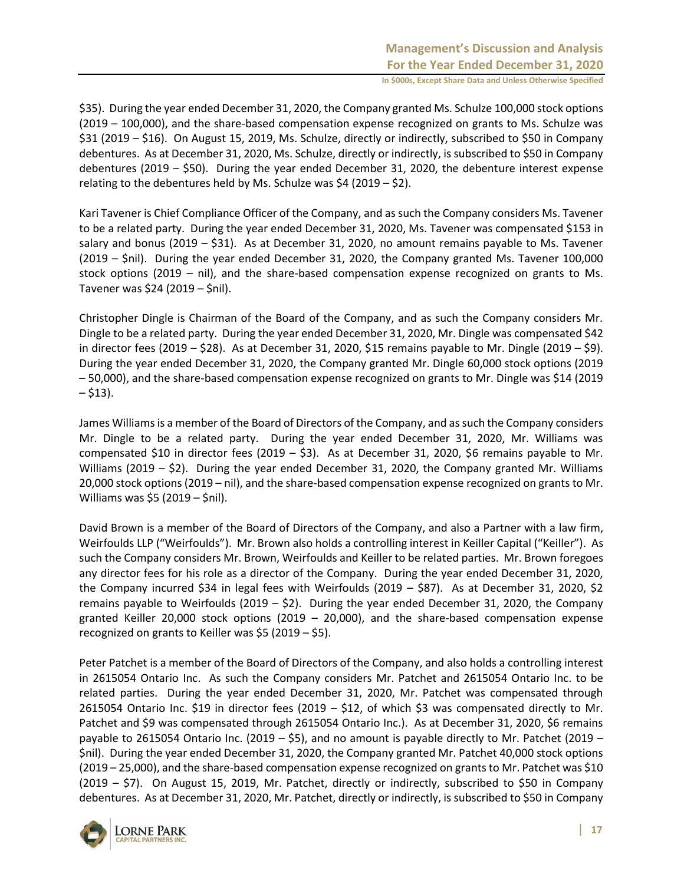$35). During the year ended December 31, 2020, the Company granted Ms. Schulze 100,000 stock options (2019 – 100,000), and the share-based compensation expense recognized on grants to Ms. Schulze was $31 (2019 – $16). On August 15, 2019, Ms. Schulze, directly or indirectly, subscribed to $50 in Company debentures. As at December 31, 2020, Ms. Schulze, directly or indirectly, is subscribed to $50 in Company debentures (2019 – $50). During the year ended December 31, 2020, the debenture interest expense relating to the debentures held by Ms. Schulze was $4 (2019 – $2).

Kari Tavener is Chief Compliance Officer of the Company, and as such the Company considers Ms. Tavener to be a related party. During the year ended December 31, 2020, Ms. Tavener was compensated $153 in salary and bonus (2019 – $31). As at December 31, 2020, no amount remains payable to Ms. Tavener (2019 – $nil). During the year ended December 31, 2020, the Company granted Ms. Tavener 100,000 stock options (2019 – nil), and the share-based compensation expense recognized on grants to Ms. Tavener was $24 (2019 – $nil).

Christopher Dingle is Chairman of the Board of the Company, and as such the Company considers Mr. Dingle to be a related party. During the year ended December 31, 2020, Mr. Dingle was compensated $42 in director fees (2019 – $28). As at December 31, 2020, $15 remains payable to Mr. Dingle (2019 – $9). During the year ended December 31, 2020, the Company granted Mr. Dingle 60,000 stock options (2019 – 50,000), and the share-based compensation expense recognized on grants to Mr. Dingle was $14 (2019 – $13).

James Williams is a member of the Board of Directors of the Company, and as such the Company considers Mr. Dingle to be a related party. During the year ended December 31, 2020, Mr. Williams was compensated $10 in director fees (2019 – $3). As at December 31, 2020, $6 remains payable to Mr. Williams (2019 – $2). During the year ended December 31, 2020, the Company granted Mr. Williams 20,000 stock options (2019 – nil), and the share-based compensation expense recognized on grants to Mr. Williams was $5 (2019 – $nil).

David Brown is a member of the Board of Directors of the Company, and also a Partner with a law firm, Weirfoulds LLP ("Weirfoulds"). Mr. Brown also holds a controlling interest in Keiller Capital ("Keiller"). As such the Company considers Mr. Brown, Weirfoulds and Keiller to be related parties. Mr. Brown foregoes any director fees for his role as a director of the Company. During the year ended December 31, 2020, the Company incurred $34 in legal fees with Weirfoulds (2019 – $87). As at December 31, 2020, $2 remains payable to Weirfoulds (2019 – $2). During the year ended December 31, 2020, the Company granted Keiller 20,000 stock options (2019 – 20,000), and the share-based compensation expense recognized on grants to Keiller was $5 (2019 – $5).

Peter Patchet is a member of the Board of Directors of the Company, and also holds a controlling interest in 2615054 Ontario Inc. As such the Company considers Mr. Patchet and 2615054 Ontario Inc. to be related parties. During the year ended December 31, 2020, Mr. Patchet was compensated through 2615054 Ontario Inc. $19 in director fees (2019 – $12, of which $3 was compensated directly to Mr. Patchet and $9 was compensated through 2615054 Ontario Inc.). As at December 31, 2020, $6 remains payable to 2615054 Ontario Inc. (2019 – $5), and no amount is payable directly to Mr. Patchet (2019 – $nil). During the year ended December 31, 2020, the Company granted Mr. Patchet 40,000 stock options (2019 – 25,000), and the share-based compensation expense recognized on grants to Mr. Patchet was $10 (2019 – $7). On August 15, 2019, Mr. Patchet, directly or indirectly, subscribed to $50 in Company debentures. As at December 31, 2020, Mr. Patchet, directly or indirectly, is subscribed to $50 in Company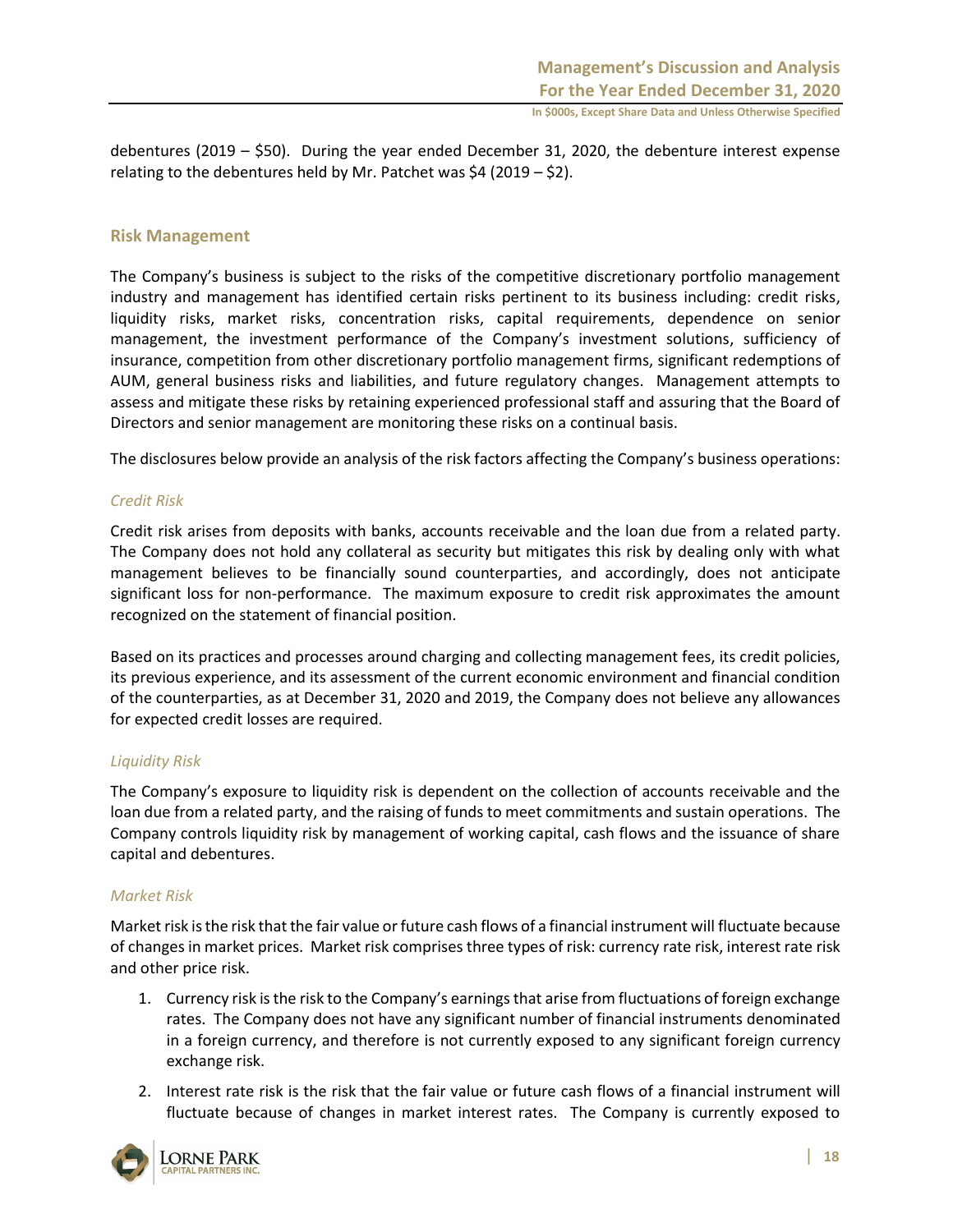debentures (2019 – $50). During the year ended December 31, 2020, the debenture interest expense relating to the debentures held by Mr. Patchet was $4 (2019 – $2).

## Risk Management

The Company's business is subject to the risks of the competitive discretionary portfolio management industry and management has identified certain risks pertinent to its business including: credit risks, liquidity risks, market risks, concentration risks, capital requirements, dependence on senior management, the investment performance of the Company's investment solutions, sufficiency of insurance, competition from other discretionary portfolio management firms, significant redemptions of AUM, general business risks and liabilities, and future regulatory changes. Management attempts to assess and mitigate these risks by retaining experienced professional staff and assuring that the Board of Directors and senior management are monitoring these risks on a continual basis.

The disclosures below provide an analysis of the risk factors affecting the Company's business operations:

### *Credit Risk*

Credit risk arises from deposits with banks, accounts receivable and the loan due from a related party. The Company does not hold any collateral as security but mitigates this risk by dealing only with what management believes to be financially sound counterparties, and accordingly, does not anticipate significant loss for non-performance. The maximum exposure to credit risk approximates the amount recognized on the statement of financial position.

Based on its practices and processes around charging and collecting management fees, its credit policies, its previous experience, and its assessment of the current economic environment and financial condition of the counterparties, as at December 31, 2020 and 2019, the Company does not believe any allowances for expected credit losses are required.

### *Liquidity Risk*

The Company's exposure to liquidity risk is dependent on the collection of accounts receivable and the loan due from a related party, and the raising of funds to meet commitments and sustain operations. The Company controls liquidity risk by management of working capital, cash flows and the issuance of share capital and debentures.

### *Market Risk*

Market risk is the risk that the fair value or future cash flows of a financial instrument will fluctuate because of changes in market prices. Market risk comprises three types of risk: currency rate risk, interest rate risk and other price risk.

1. Currency risk is the risk to the Company's earnings that arise from fluctuations of foreign exchange rates. The Company does not have any significant number of financial instruments denominated in a foreign currency, and therefore is not currently exposed to any significant foreign currency exchange risk.
2. Interest rate risk is the risk that the fair value or future cash flows of a financial instrument will fluctuate because of changes in market interest rates. The Company is currently exposed to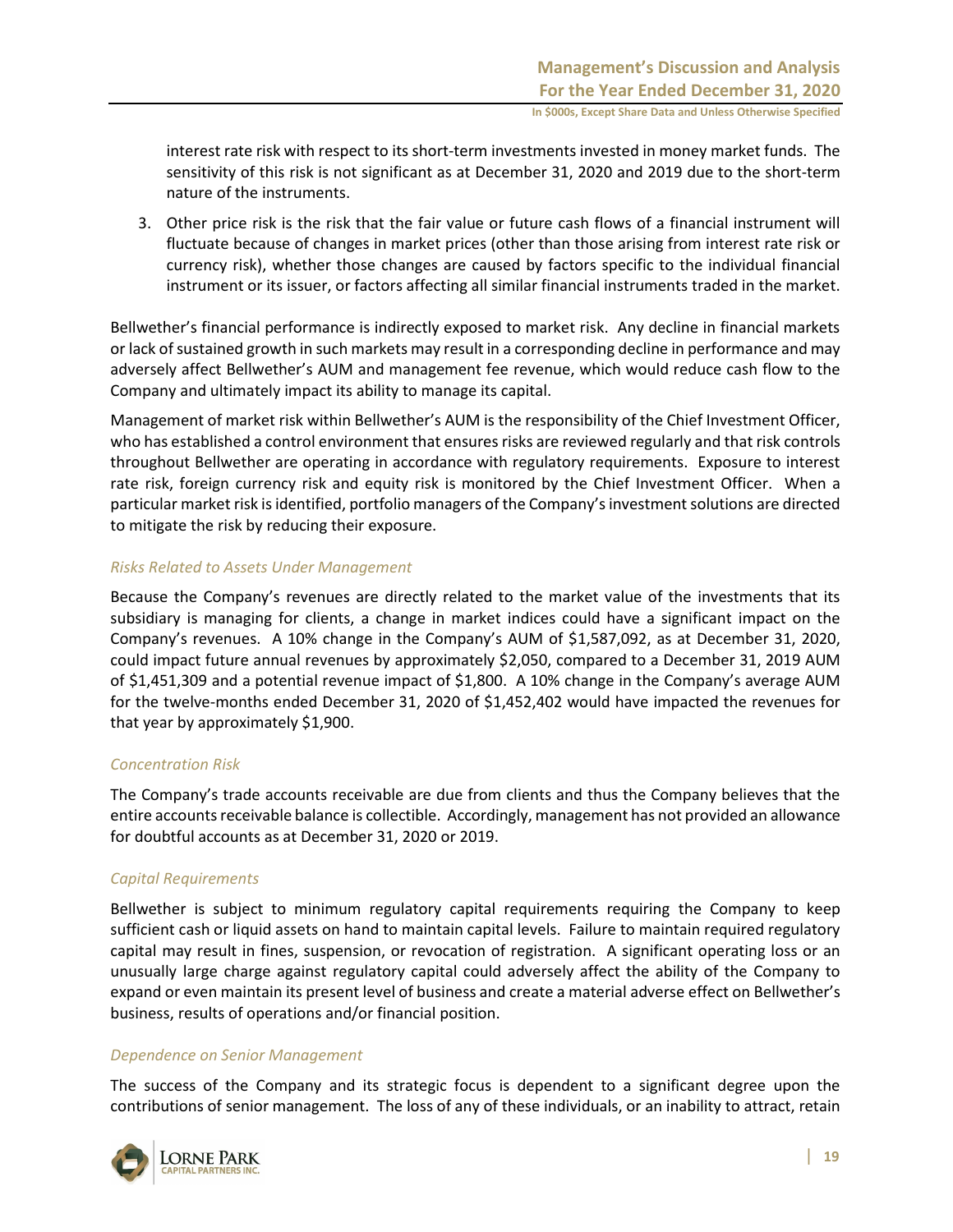interest rate risk with respect to its short-term investments invested in money market funds. The sensitivity of this risk is not significant as at December 31, 2020 and 2019 due to the short-term nature of the instruments.

3. Other price risk is the risk that the fair value or future cash flows of a financial instrument will fluctuate because of changes in market prices (other than those arising from interest rate risk or currency risk), whether those changes are caused by factors specific to the individual financial instrument or its issuer, or factors affecting all similar financial instruments traded in the market.

Bellwether's financial performance is indirectly exposed to market risk. Any decline in financial markets or lack of sustained growth in such markets may result in a corresponding decline in performance and may adversely affect Bellwether's AUM and management fee revenue, which would reduce cash flow to the Company and ultimately impact its ability to manage its capital.

Management of market risk within Bellwether's AUM is the responsibility of the Chief Investment Officer, who has established a control environment that ensures risks are reviewed regularly and that risk controls throughout Bellwether are operating in accordance with regulatory requirements. Exposure to interest rate risk, foreign currency risk and equity risk is monitored by the Chief Investment Officer. When a particular market risk is identified, portfolio managers of the Company's investment solutions are directed to mitigate the risk by reducing their exposure.

### *Risks Related to Assets Under Management*

Because the Company's revenues are directly related to the market value of the investments that its subsidiary is managing for clients, a change in market indices could have a significant impact on the Company's revenues. A 10% change in the Company's AUM of $1,587,092, as at December 31, 2020, could impact future annual revenues by approximately $2,050, compared to a December 31, 2019 AUM of $1,451,309 and a potential revenue impact of $1,800. A 10% change in the Company's average AUM for the twelve-months ended December 31, 2020 of $1,452,402 would have impacted the revenues for that year by approximately $1,900.

### *Concentration Risk*

The Company's trade accounts receivable are due from clients and thus the Company believes that the entire accounts receivable balance is collectible. Accordingly, management has not provided an allowance for doubtful accounts as at December 31, 2020 or 2019.

### *Capital Requirements*

Bellwether is subject to minimum regulatory capital requirements requiring the Company to keep sufficient cash or liquid assets on hand to maintain capital levels. Failure to maintain required regulatory capital may result in fines, suspension, or revocation of registration. A significant operating loss or an unusually large charge against regulatory capital could adversely affect the ability of the Company to expand or even maintain its present level of business and create a material adverse effect on Bellwether's business, results of operations and/or financial position.

### *Dependence on Senior Management*

The success of the Company and its strategic focus is dependent to a significant degree upon the contributions of senior management. The loss of any of these individuals, or an inability to attract, retain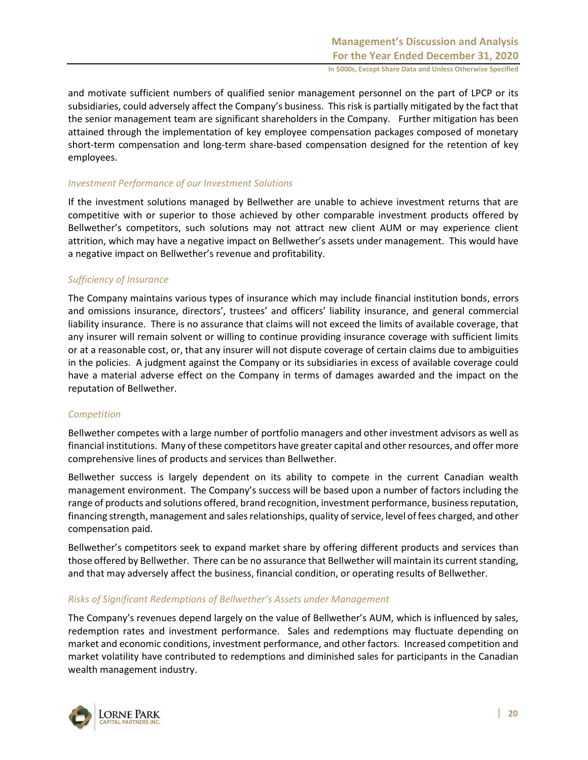and motivate sufficient numbers of qualified senior management personnel on the part of LPCP or its subsidiaries, could adversely affect the Company's business. This risk is partially mitigated by the fact that the senior management team are significant shareholders in the Company. Further mitigation has been attained through the implementation of key employee compensation packages composed of monetary short-term compensation and long-term share-based compensation designed for the retention of key employees.

*Investment Performance of our Investment Solutions*

If the investment solutions managed by Bellwether are unable to achieve investment returns that are competitive with or superior to those achieved by other comparable investment products offered by Bellwether's competitors, such solutions may not attract new client AUM or may experience client attrition, which may have a negative impact on Bellwether's assets under management. This would have a negative impact on Bellwether's revenue and profitability.

*Sufficiency of Insurance*

The Company maintains various types of insurance which may include financial institution bonds, errors and omissions insurance, directors', trustees' and officers' liability insurance, and general commercial liability insurance. There is no assurance that claims will not exceed the limits of available coverage, that any insurer will remain solvent or willing to continue providing insurance coverage with sufficient limits or at a reasonable cost, or, that any insurer will not dispute coverage of certain claims due to ambiguities in the policies. A judgment against the Company or its subsidiaries in excess of available coverage could have a material adverse effect on the Company in terms of damages awarded and the impact on the reputation of Bellwether.

*Competition*

Bellwether competes with a large number of portfolio managers and other investment advisors as well as financial institutions. Many of these competitors have greater capital and other resources, and offer more comprehensive lines of products and services than Bellwether.

Bellwether success is largely dependent on its ability to compete in the current Canadian wealth management environment. The Company's success will be based upon a number of factors including the range of products and solutions offered, brand recognition, investment performance, business reputation, financing strength, management and sales relationships, quality of service, level of fees charged, and other compensation paid.

Bellwether's competitors seek to expand market share by offering different products and services than those offered by Bellwether. There can be no assurance that Bellwether will maintain its current standing, and that may adversely affect the business, financial condition, or operating results of Bellwether.

*Risks of Significant Redemptions of Bellwether's Assets under Management*

The Company's revenues depend largely on the value of Bellwether's AUM, which is influenced by sales, redemption rates and investment performance. Sales and redemptions may fluctuate depending on market and economic conditions, investment performance, and other factors. Increased competition and market volatility have contributed to redemptions and diminished sales for participants in the Canadian wealth management industry.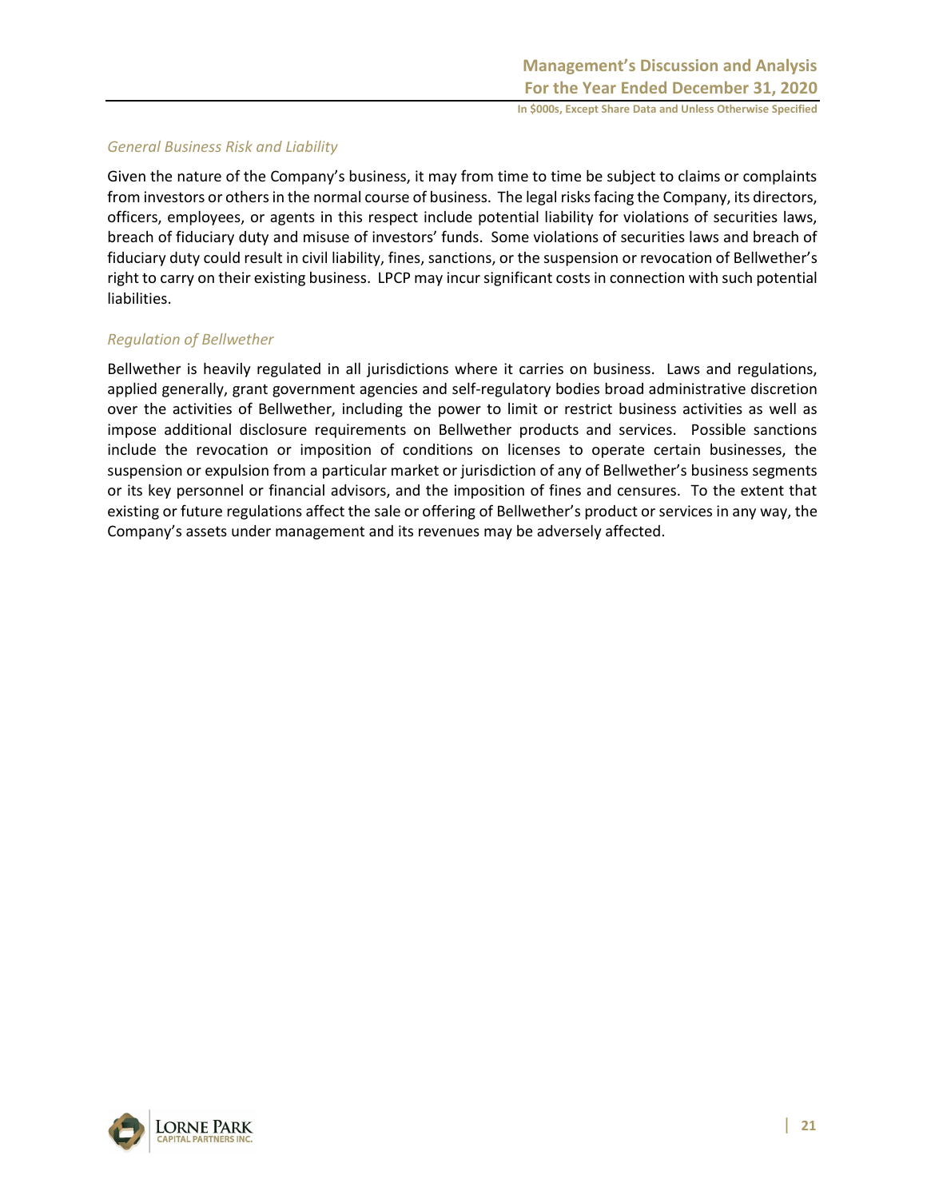*General Business Risk and Liability*

Given the nature of the Company's business, it may from time to time be subject to claims or complaints from investors or others in the normal course of business. The legal risks facing the Company, its directors, officers, employees, or agents in this respect include potential liability for violations of securities laws, breach of fiduciary duty and misuse of investors' funds. Some violations of securities laws and breach of fiduciary duty could result in civil liability, fines, sanctions, or the suspension or revocation of Bellwether's right to carry on their existing business. LPCP may incur significant costs in connection with such potential liabilities.

*Regulation of Bellwether*

Bellwether is heavily regulated in all jurisdictions where it carries on business. Laws and regulations, applied generally, grant government agencies and self-regulatory bodies broad administrative discretion over the activities of Bellwether, including the power to limit or restrict business activities as well as impose additional disclosure requirements on Bellwether products and services. Possible sanctions include the revocation or imposition of conditions on licenses to operate certain businesses, the suspension or expulsion from a particular market or jurisdiction of any of Bellwether's business segments or its key personnel or financial advisors, and the imposition of fines and censures. To the extent that existing or future regulations affect the sale or offering of Bellwether's product or services in any way, the Company's assets under management and its revenues may be adversely affected.